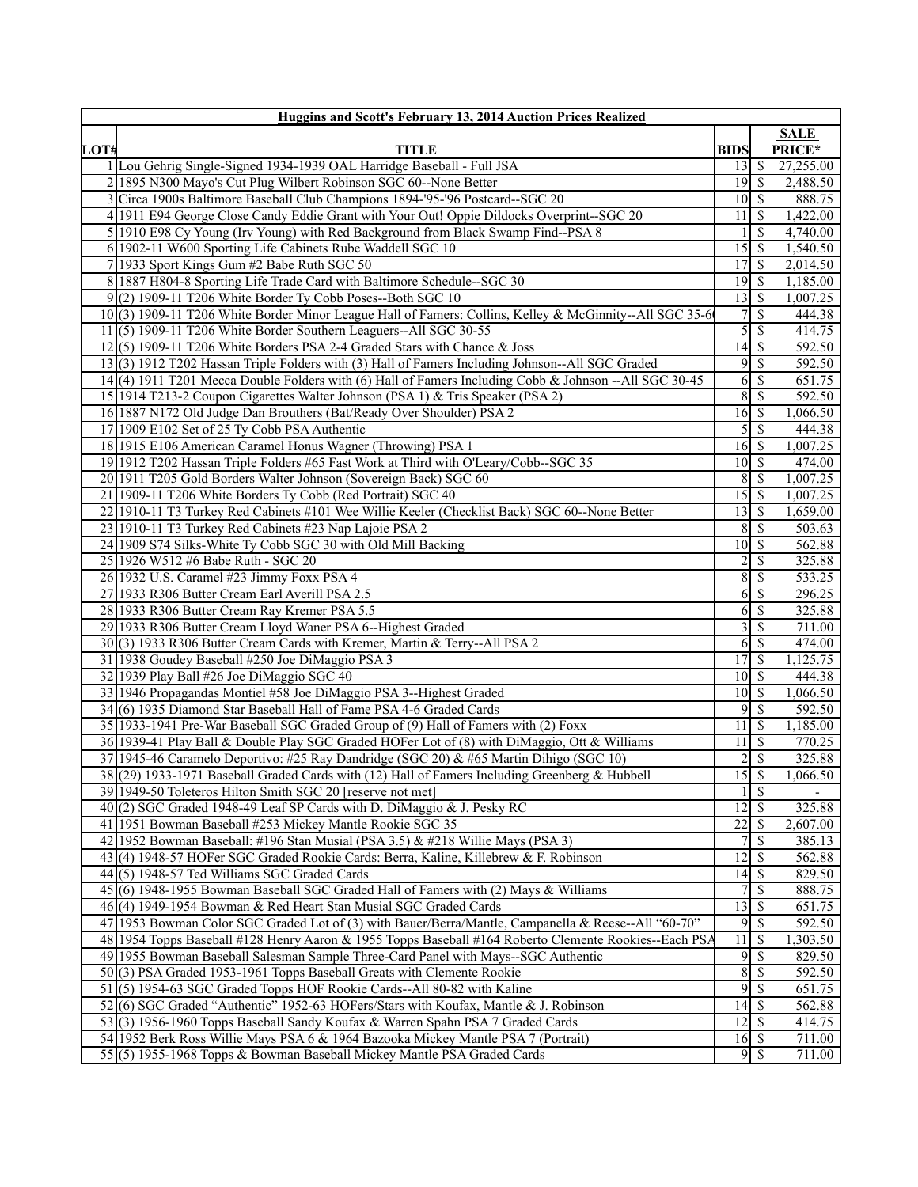| Huggins and Scott's February 13, 2014 Auction Prices Realized | | | |
|---|---|---|---|
| LOT# | TITLE | BIDS | SALE PRICE* |
| 1 | Lou Gehrig Single-Signed 1934-1939 OAL Harridge Baseball - Full JSA | 13 | $ 27,255.00 |
| 2 | 1895 N300 Mayo's Cut Plug Wilbert Robinson SGC 60--None Better | 19 | $ 2,488.50 |
| 3 | Circa 1900s Baltimore Baseball Club Champions 1894-'95-'96 Postcard--SGC 20 | 10 | $ 888.75 |
| 4 | 1911 E94 George Close Candy Eddie Grant with Your Out! Oppie Dildocks Overprint--SGC 20 | 11 | $ 1,422.00 |
| 5 | 1910 E98 Cy Young (Irv Young) with Red Background from Black Swamp Find--PSA 8 | 1 | $ 4,740.00 |
| 6 | 1902-11 W600 Sporting Life Cabinets Rube Waddell SGC 10 | 15 | $ 1,540.50 |
| 7 | 1933 Sport Kings Gum #2 Babe Ruth SGC 50 | 17 | $ 2,014.50 |
| 8 | 1887 H804-8 Sporting Life Trade Card with Baltimore Schedule--SGC 30 | 19 | $ 1,185.00 |
| 9 | (2) 1909-11 T206 White Border Ty Cobb Poses--Both SGC 10 | 13 | $ 1,007.25 |
| 10 | (3) 1909-11 T206 White Border Minor League Hall of Famers: Collins, Kelley & McGinnity--All SGC 35-60 | 7 | $ 444.38 |
| 11 | (5) 1909-11 T206 White Border Southern Leaguers--All SGC 30-55 | 5 | $ 414.75 |
| 12 | (5) 1909-11 T206 White Borders PSA 2-4 Graded Stars with Chance & Joss | 14 | $ 592.50 |
| 13 | (3) 1912 T202 Hassan Triple Folders with (3) Hall of Famers Including Johnson--All SGC Graded | 9 | $ 592.50 |
| 14 | (4) 1911 T201 Mecca Double Folders with (6) Hall of Famers Including Cobb & Johnson --All SGC 30-45 | 6 | $ 651.75 |
| 15 | 1914 T213-2 Coupon Cigarettes Walter Johnson (PSA 1) & Tris Speaker (PSA 2) | 8 | $ 592.50 |
| 16 | 1887 N172 Old Judge Dan Brouthers (Bat/Ready Over Shoulder) PSA 2 | 16 | $ 1,066.50 |
| 17 | 1909 E102 Set of 25 Ty Cobb PSA Authentic | 5 | $ 444.38 |
| 18 | 1915 E106 American Caramel Honus Wagner (Throwing) PSA 1 | 16 | $ 1,007.25 |
| 19 | 1912 T202 Hassan Triple Folders #65 Fast Work at Third with O'Leary/Cobb--SGC 35 | 10 | $ 474.00 |
| 20 | 1911 T205 Gold Borders Walter Johnson (Sovereign Back) SGC 60 | 8 | $ 1,007.25 |
| 21 | 1909-11 T206 White Borders Ty Cobb (Red Portrait) SGC 40 | 15 | $ 1,007.25 |
| 22 | 1910-11 T3 Turkey Red Cabinets #101 Wee Willie Keeler (Checklist Back) SGC 60--None Better | 13 | $ 1,659.00 |
| 23 | 1910-11 T3 Turkey Red Cabinets #23 Nap Lajoie PSA 2 | 8 | $ 503.63 |
| 24 | 1909 S74 Silks-White Ty Cobb SGC 30 with Old Mill Backing | 10 | $ 562.88 |
| 25 | 1926 W512 #6 Babe Ruth - SGC 20 | 2 | $ 325.88 |
| 26 | 1932 U.S. Caramel #23 Jimmy Foxx PSA 4 | 8 | $ 533.25 |
| 27 | 1933 R306 Butter Cream Earl Averill PSA 2.5 | 6 | $ 296.25 |
| 28 | 1933 R306 Butter Cream Ray Kremer PSA 5.5 | 6 | $ 325.88 |
| 29 | 1933 R306 Butter Cream Lloyd Waner PSA 6--Highest Graded | 3 | $ 711.00 |
| 30 | (3) 1933 R306 Butter Cream Cards with Kremer, Martin & Terry--All PSA 2 | 6 | $ 474.00 |
| 31 | 1938 Goudey Baseball #250 Joe DiMaggio PSA 3 | 17 | $ 1,125.75 |
| 32 | 1939 Play Ball #26 Joe DiMaggio SGC 40 | 10 | $ 444.38 |
| 33 | 1946 Propagandas Montiel #58 Joe DiMaggio PSA 3--Highest Graded | 10 | $ 1,066.50 |
| 34 | (6) 1935 Diamond Star Baseball Hall of Fame PSA 4-6 Graded Cards | 9 | $ 592.50 |
| 35 | 1933-1941 Pre-War Baseball SGC Graded Group of (9) Hall of Famers with (2) Foxx | 11 | $ 1,185.00 |
| 36 | 1939-41 Play Ball & Double Play SGC Graded HOFer Lot of (8) with DiMaggio, Ott & Williams | 11 | $ 770.25 |
| 37 | 1945-46 Caramelo Deportivo: #25 Ray Dandridge (SGC 20) & #65 Martin Dihigo (SGC 10) | 2 | $ 325.88 |
| 38 | (29) 1933-1971 Baseball Graded Cards with (12) Hall of Famers Including Greenberg & Hubbell | 15 | $ 1,066.50 |
| 39 | 1949-50 Toleteros Hilton Smith SGC 20 [reserve not met] | 1 | $ - |
| 40 | (2) SGC Graded 1948-49 Leaf SP Cards with D. DiMaggio & J. Pesky RC | 12 | $ 325.88 |
| 41 | 1951 Bowman Baseball #253 Mickey Mantle Rookie SGC 35 | 22 | $ 2,607.00 |
| 42 | 1952 Bowman Baseball: #196 Stan Musial (PSA 3.5) & #218 Willie Mays (PSA 3) | 7 | $ 385.13 |
| 43 | (4) 1948-57 HOFer SGC Graded Rookie Cards: Berra, Kaline, Killebrew & F. Robinson | 12 | $ 562.88 |
| 44 | (5) 1948-57 Ted Williams SGC Graded Cards | 14 | $ 829.50 |
| 45 | (6) 1948-1955 Bowman Baseball SGC Graded Hall of Famers with (2) Mays & Williams | 7 | $ 888.75 |
| 46 | (4) 1949-1954 Bowman & Red Heart Stan Musial SGC Graded Cards | 13 | $ 651.75 |
| 47 | 1953 Bowman Color SGC Graded Lot of (3) with Bauer/Berra/Mantle, Campanella & Reese--All "60-70" | 9 | $ 592.50 |
| 48 | 1954 Topps Baseball #128 Henry Aaron & 1955 Topps Baseball #164 Roberto Clemente Rookies--Each PSA | 11 | $ 1,303.50 |
| 49 | 1955 Bowman Baseball Salesman Sample Three-Card Panel with Mays--SGC Authentic | 9 | $ 829.50 |
| 50 | (3) PSA Graded 1953-1961 Topps Baseball Greats with Clemente Rookie | 8 | $ 592.50 |
| 51 | (5) 1954-63 SGC Graded Topps HOF Rookie Cards--All 80-82 with Kaline | 9 | $ 651.75 |
| 52 | (6) SGC Graded "Authentic" 1952-63 HOFers/Stars with Koufax, Mantle & J. Robinson | 14 | $ 562.88 |
| 53 | (3) 1956-1960 Topps Baseball Sandy Koufax & Warren Spahn PSA 7 Graded Cards | 12 | $ 414.75 |
| 54 | 1952 Berk Ross Willie Mays PSA 6 & 1964 Bazooka Mickey Mantle PSA 7 (Portrait) | 16 | $ 711.00 |
| 55 | (5) 1955-1968 Topps & Bowman Baseball Mickey Mantle PSA Graded Cards | 9 | $ 711.00 |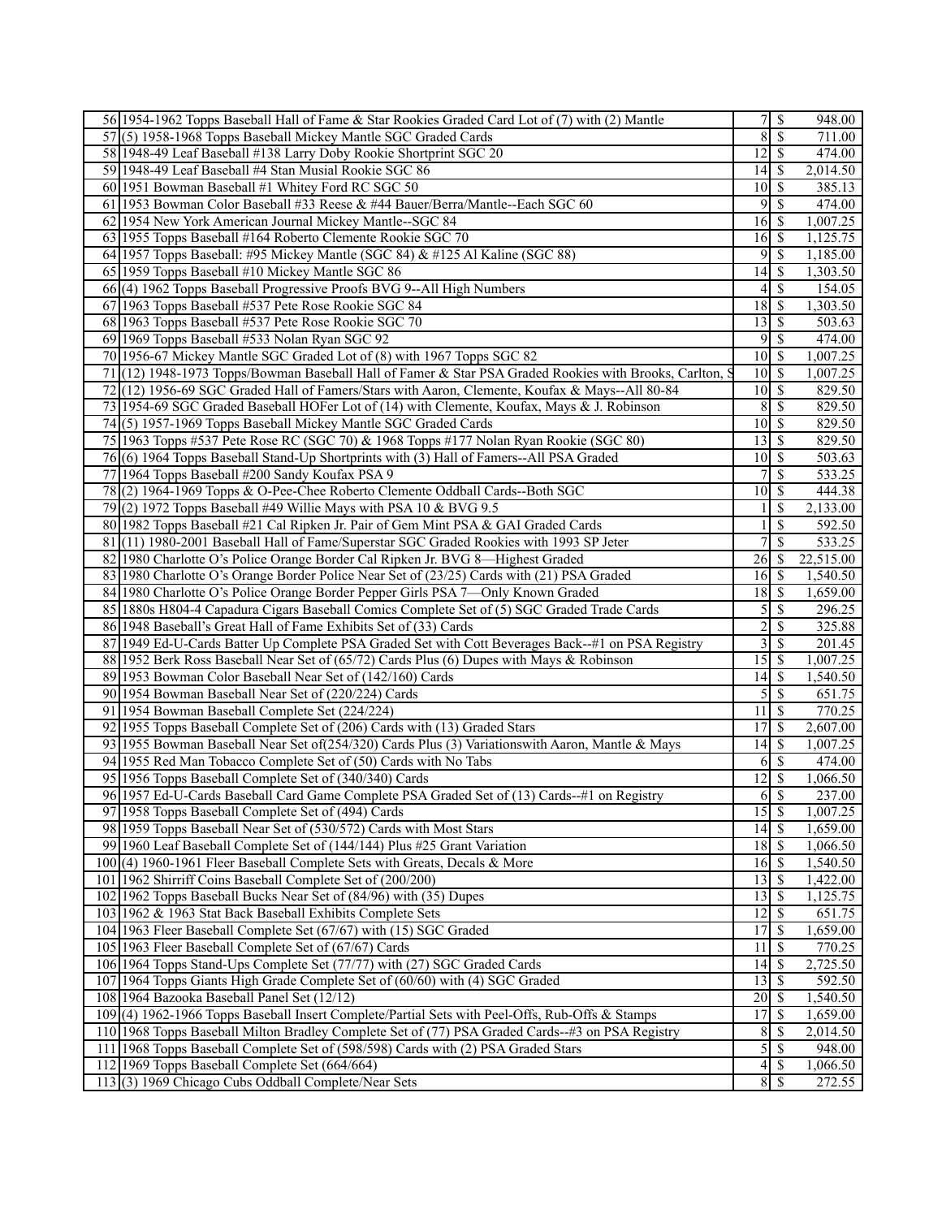| | | | | |
|---|---|---|---|---|
| 56 | 1954-1962 Topps Baseball Hall of Fame & Star Rookies Graded Card Lot of (7) with (2) Mantle | 7 | $ | 948.00 |
| 57 | (5) 1958-1968 Topps Baseball Mickey Mantle SGC Graded Cards | 8 | $ | 711.00 |
| 58 | 1948-49 Leaf Baseball #138 Larry Doby Rookie Shortprint SGC 20 | 12 | $ | 474.00 |
| 59 | 1948-49 Leaf Baseball #4 Stan Musial Rookie SGC 86 | 14 | $ | 2,014.50 |
| 60 | 1951 Bowman Baseball #1 Whitey Ford RC SGC 50 | 10 | $ | 385.13 |
| 61 | 1953 Bowman Color Baseball #33 Reese & #44 Bauer/Berra/Mantle--Each SGC 60 | 9 | $ | 474.00 |
| 62 | 1954 New York American Journal Mickey Mantle--SGC 84 | 16 | $ | 1,007.25 |
| 63 | 1955 Topps Baseball #164 Roberto Clemente Rookie SGC 70 | 16 | $ | 1,125.75 |
| 64 | 1957 Topps Baseball: #95 Mickey Mantle (SGC 84) & #125 Al Kaline (SGC 88) | 9 | $ | 1,185.00 |
| 65 | 1959 Topps Baseball #10 Mickey Mantle SGC 86 | 14 | $ | 1,303.50 |
| 66 | (4) 1962 Topps Baseball Progressive Proofs BVG 9--All High Numbers | 4 | $ | 154.05 |
| 67 | 1963 Topps Baseball #537 Pete Rose Rookie SGC 84 | 18 | $ | 1,303.50 |
| 68 | 1963 Topps Baseball #537 Pete Rose Rookie SGC 70 | 13 | $ | 503.63 |
| 69 | 1969 Topps Baseball #533 Nolan Ryan SGC 92 | 9 | $ | 474.00 |
| 70 | 1956-67 Mickey Mantle SGC Graded Lot of (8) with 1967 Topps SGC 82 | 10 | $ | 1,007.25 |
| 71 | (12) 1948-1973 Topps/Bowman Baseball Hall of Famer & Star PSA Graded Rookies with Brooks, Carlton, S | 10 | $ | 1,007.25 |
| 72 | (12) 1956-69 SGC Graded Hall of Famers/Stars with Aaron, Clemente, Koufax & Mays--All 80-84 | 10 | $ | 829.50 |
| 73 | 1954-69 SGC Graded Baseball HOFer Lot of (14) with Clemente, Koufax, Mays & J. Robinson | 8 | $ | 829.50 |
| 74 | (5) 1957-1969 Topps Baseball Mickey Mantle SGC Graded Cards | 10 | $ | 829.50 |
| 75 | 1963 Topps #537 Pete Rose RC (SGC 70) & 1968 Topps #177 Nolan Ryan Rookie (SGC 80) | 13 | $ | 829.50 |
| 76 | (6) 1964 Topps Baseball Stand-Up Shortprints with (3) Hall of Famers--All PSA Graded | 10 | $ | 503.63 |
| 77 | 1964 Topps Baseball #200 Sandy Koufax PSA 9 | 7 | $ | 533.25 |
| 78 | (2) 1964-1969 Topps & O-Pee-Chee Roberto Clemente Oddball Cards--Both SGC | 10 | $ | 444.38 |
| 79 | (2) 1972 Topps Baseball #49 Willie Mays with PSA 10 & BVG 9.5 | 1 | $ | 2,133.00 |
| 80 | 1982 Topps Baseball #21 Cal Ripken Jr. Pair of Gem Mint PSA & GAI Graded Cards | 1 | $ | 592.50 |
| 81 | (11) 1980-2001 Baseball Hall of Fame/Superstar SGC Graded Rookies with 1993 SP Jeter | 7 | $ | 533.25 |
| 82 | 1980 Charlotte O's Police Orange Border Cal Ripken Jr. BVG 8—Highest Graded | 26 | $ | 22,515.00 |
| 83 | 1980 Charlotte O's Orange Border Police Near Set of (23/25) Cards with (21) PSA Graded | 16 | $ | 1,540.50 |
| 84 | 1980 Charlotte O's Police Orange Border Pepper Girls PSA 7—Only Known Graded | 18 | $ | 1,659.00 |
| 85 | 1880s H804-4 Capadura Cigars Baseball Comics Complete Set of (5) SGC Graded Trade Cards | 5 | $ | 296.25 |
| 86 | 1948 Baseball's Great Hall of Fame Exhibits Set of (33) Cards | 2 | $ | 325.88 |
| 87 | 1949 Ed-U-Cards Batter Up Complete PSA Graded Set with Cott Beverages Back--#1 on PSA Registry | 3 | $ | 201.45 |
| 88 | 1952 Berk Ross Baseball Near Set of (65/72) Cards Plus (6) Dupes with Mays & Robinson | 15 | $ | 1,007.25 |
| 89 | 1953 Bowman Color Baseball Near Set of (142/160) Cards | 14 | $ | 1,540.50 |
| 90 | 1954 Bowman Baseball Near Set of (220/224) Cards | 5 | $ | 651.75 |
| 91 | 1954 Bowman Baseball Complete Set (224/224) | 11 | $ | 770.25 |
| 92 | 1955 Topps Baseball Complete Set of (206) Cards with (13) Graded Stars | 17 | $ | 2,607.00 |
| 93 | 1955 Bowman Baseball Near Set of(254/320) Cards Plus (3) Variationswith Aaron, Mantle & Mays | 14 | $ | 1,007.25 |
| 94 | 1955 Red Man Tobacco Complete Set of (50) Cards with No Tabs | 6 | $ | 474.00 |
| 95 | 1956 Topps Baseball Complete Set of (340/340) Cards | 12 | $ | 1,066.50 |
| 96 | 1957 Ed-U-Cards Baseball Card Game Complete PSA Graded Set of (13) Cards--#1 on Registry | 6 | $ | 237.00 |
| 97 | 1958 Topps Baseball Complete Set of (494) Cards | 15 | $ | 1,007.25 |
| 98 | 1959 Topps Baseball Near Set of (530/572) Cards with Most Stars | 14 | $ | 1,659.00 |
| 99 | 1960 Leaf Baseball Complete Set of (144/144) Plus #25 Grant Variation | 18 | $ | 1,066.50 |
| 100 | (4) 1960-1961 Fleer Baseball Complete Sets with Greats, Decals & More | 16 | $ | 1,540.50 |
| 101 | 1962 Shirriff Coins Baseball Complete Set of (200/200) | 13 | $ | 1,422.00 |
| 102 | 1962 Topps Baseball Bucks Near Set of (84/96) with (35) Dupes | 13 | $ | 1,125.75 |
| 103 | 1962 & 1963 Stat Back Baseball Exhibits Complete Sets | 12 | $ | 651.75 |
| 104 | 1963 Fleer Baseball Complete Set (67/67) with (15) SGC Graded | 17 | $ | 1,659.00 |
| 105 | 1963 Fleer Baseball Complete Set of (67/67) Cards | 11 | $ | 770.25 |
| 106 | 1964 Topps Stand-Ups Complete Set (77/77) with (27) SGC Graded Cards | 14 | $ | 2,725.50 |
| 107 | 1964 Topps Giants High Grade Complete Set of (60/60) with (4) SGC Graded | 13 | $ | 592.50 |
| 108 | 1964 Bazooka Baseball Panel Set (12/12) | 20 | $ | 1,540.50 |
| 109 | (4) 1962-1966 Topps Baseball Insert Complete/Partial Sets with Peel-Offs, Rub-Offs & Stamps | 17 | $ | 1,659.00 |
| 110 | 1968 Topps Baseball Milton Bradley Complete Set of (77) PSA Graded Cards--#3 on PSA Registry | 8 | $ | 2,014.50 |
| 111 | 1968 Topps Baseball Complete Set of (598/598) Cards with (2) PSA Graded Stars | 5 | $ | 948.00 |
| 112 | 1969 Topps Baseball Complete Set (664/664) | 4 | $ | 1,066.50 |
| 113 | (3) 1969 Chicago Cubs Oddball Complete/Near Sets | 8 | $ | 272.55 |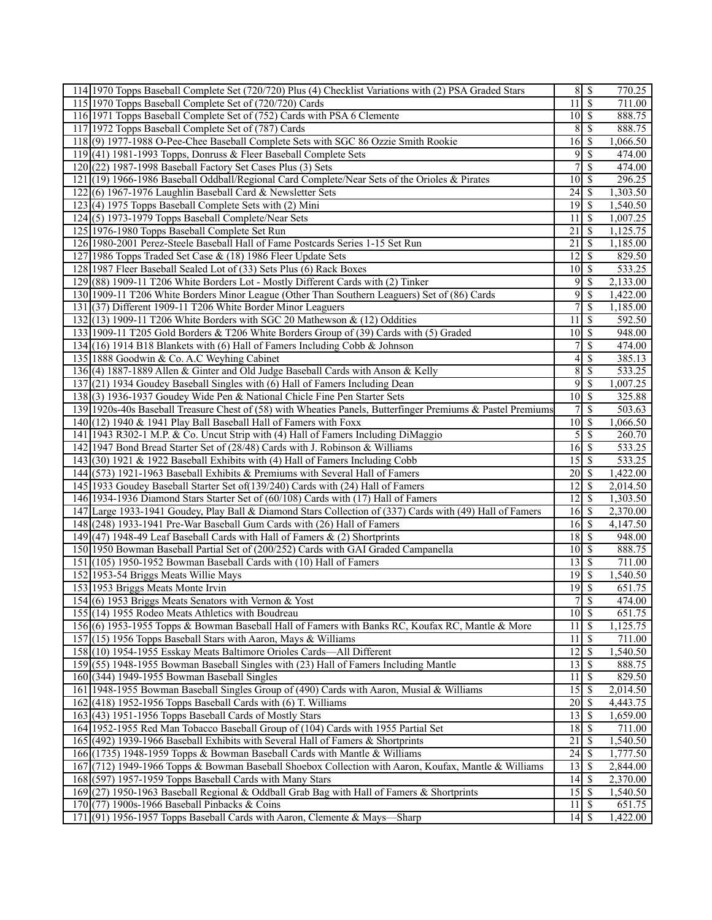| | | | | |
|---|---|---|---|---|
| 114 | 1970 Topps Baseball Complete Set (720/720) Plus (4) Checklist Variations with (2) PSA Graded Stars | 8 | $ | 770.25 |
| 115 | 1970 Topps Baseball Complete Set of (720/720) Cards | 11 | $ | 711.00 |
| 116 | 1971 Topps Baseball Complete Set of (752) Cards with PSA 6 Clemente | 10 | $ | 888.75 |
| 117 | 1972 Topps Baseball Complete Set of (787) Cards | 8 | $ | 888.75 |
| 118 | (9) 1977-1988 O-Pee-Chee Baseball Complete Sets with SGC 86 Ozzie Smith Rookie | 16 | $ | 1,066.50 |
| 119 | (41) 1981-1993 Topps, Donruss & Fleer Baseball Complete Sets | 9 | $ | 474.00 |
| 120 | (22) 1987-1998 Baseball Factory Set Cases Plus (3) Sets | 7 | $ | 474.00 |
| 121 | (19) 1966-1986 Baseball Oddball/Regional Card Complete/Near Sets of the Orioles & Pirates | 10 | $ | 296.25 |
| 122 | (6) 1967-1976 Laughlin Baseball Card & Newsletter Sets | 24 | $ | 1,303.50 |
| 123 | (4) 1975 Topps Baseball Complete Sets with (2) Mini | 19 | $ | 1,540.50 |
| 124 | (5) 1973-1979 Topps Baseball Complete/Near Sets | 11 | $ | 1,007.25 |
| 125 | 1976-1980 Topps Baseball Complete Set Run | 21 | $ | 1,125.75 |
| 126 | 1980-2001 Perez-Steele Baseball Hall of Fame Postcards Series 1-15 Set Run | 21 | $ | 1,185.00 |
| 127 | 1986 Topps Traded Set Case & (18) 1986 Fleer Update Sets | 12 | $ | 829.50 |
| 128 | 1987 Fleer Baseball Sealed Lot of (33) Sets Plus (6) Rack Boxes | 10 | $ | 533.25 |
| 129 | (88) 1909-11 T206 White Borders Lot - Mostly Different Cards with (2) Tinker | 9 | $ | 2,133.00 |
| 130 | 1909-11 T206 White Borders Minor League (Other Than Southern Leaguers) Set of (86) Cards | 9 | $ | 1,422.00 |
| 131 | (37) Different 1909-11 T206 White Border Minor Leaguers | 7 | $ | 1,185.00 |
| 132 | (13) 1909-11 T206 White Borders with SGC 20 Mathewson & (12) Oddities | 11 | $ | 592.50 |
| 133 | 1909-11 T205 Gold Borders & T206 White Borders Group of (39) Cards with (5) Graded | 10 | $ | 948.00 |
| 134 | (16) 1914 B18 Blankets with (6) Hall of Famers Including Cobb & Johnson | 7 | $ | 474.00 |
| 135 | 1888 Goodwin & Co. A.C Weyhing Cabinet | 4 | $ | 385.13 |
| 136 | (4) 1887-1889 Allen & Ginter and Old Judge Baseball Cards with Anson & Kelly | 8 | $ | 533.25 |
| 137 | (21) 1934 Goudey Baseball Singles with (6) Hall of Famers Including Dean | 9 | $ | 1,007.25 |
| 138 | (3) 1936-1937 Goudey Wide Pen & National Chicle Fine Pen Starter Sets | 10 | $ | 325.88 |
| 139 | 1920s-40s Baseball Treasure Chest of (58) with Wheaties Panels, Butterfinger Premiums & Pastel Premiums | 7 | $ | 503.63 |
| 140 | (12) 1940 & 1941 Play Ball Baseball Hall of Famers with Foxx | 10 | $ | 1,066.50 |
| 141 | 1943 R302-1 M.P. & Co. Uncut Strip with (4) Hall of Famers Including DiMaggio | 5 | $ | 260.70 |
| 142 | 1947 Bond Bread Starter Set of (28/48) Cards with J. Robinson & Williams | 16 | $ | 533.25 |
| 143 | (30) 1921 & 1922 Baseball Exhibits with (4) Hall of Famers Including Cobb | 15 | $ | 533.25 |
| 144 | (573) 1921-1963 Baseball Exhibits & Premiums with Several Hall of Famers | 20 | $ | 1,422.00 |
| 145 | 1933 Goudey Baseball Starter Set of(139/240) Cards with (24) Hall of Famers | 12 | $ | 2,014.50 |
| 146 | 1934-1936 Diamond Stars Starter Set of (60/108) Cards with (17) Hall of Famers | 12 | $ | 1,303.50 |
| 147 | Large 1933-1941 Goudey, Play Ball & Diamond Stars Collection of (337) Cards with (49) Hall of Famers | 16 | $ | 2,370.00 |
| 148 | (248) 1933-1941 Pre-War Baseball Gum Cards with (26) Hall of Famers | 16 | $ | 4,147.50 |
| 149 | (47) 1948-49 Leaf Baseball Cards with Hall of Famers & (2) Shortprints | 18 | $ | 948.00 |
| 150 | 1950 Bowman Baseball Partial Set of (200/252) Cards with GAI Graded Campanella | 10 | $ | 888.75 |
| 151 | (105) 1950-1952 Bowman Baseball Cards with (10) Hall of Famers | 13 | $ | 711.00 |
| 152 | 1953-54 Briggs Meats Willie Mays | 19 | $ | 1,540.50 |
| 153 | 1953 Briggs Meats Monte Irvin | 19 | $ | 651.75 |
| 154 | (6) 1953 Briggs Meats Senators with Vernon & Yost | 7 | $ | 474.00 |
| 155 | (14) 1955 Rodeo Meats Athletics with Boudreau | 10 | $ | 651.75 |
| 156 | (6) 1953-1955 Topps & Bowman Baseball Hall of Famers with Banks RC, Koufax RC, Mantle & More | 11 | $ | 1,125.75 |
| 157 | (15) 1956 Topps Baseball Stars with Aaron, Mays & Williams | 11 | $ | 711.00 |
| 158 | (10) 1954-1955 Esskay Meats Baltimore Orioles Cards—All Different | 12 | $ | 1,540.50 |
| 159 | (55) 1948-1955 Bowman Baseball Singles with (23) Hall of Famers Including Mantle | 13 | $ | 888.75 |
| 160 | (344) 1949-1955 Bowman Baseball Singles | 11 | $ | 829.50 |
| 161 | 1948-1955 Bowman Baseball Singles Group of (490) Cards with Aaron, Musial & Williams | 15 | $ | 2,014.50 |
| 162 | (418) 1952-1956 Topps Baseball Cards with (6) T. Williams | 20 | $ | 4,443.75 |
| 163 | (43) 1951-1956 Topps Baseball Cards of Mostly Stars | 13 | $ | 1,659.00 |
| 164 | 1952-1955 Red Man Tobacco Baseball Group of (104) Cards with 1955 Partial Set | 18 | $ | 711.00 |
| 165 | (492) 1939-1966 Baseball Exhibits with Several Hall of Famers & Shortprints | 21 | $ | 1,540.50 |
| 166 | (1735) 1948-1959 Topps & Bowman Baseball Cards with Mantle & Williams | 24 | $ | 1,777.50 |
| 167 | (712) 1949-1966 Topps & Bowman Baseball Shoebox Collection with Aaron, Koufax, Mantle & Williams | 13 | $ | 2,844.00 |
| 168 | (597) 1957-1959 Topps Baseball Cards with Many Stars | 14 | $ | 2,370.00 |
| 169 | (27) 1950-1963 Baseball Regional & Oddball Grab Bag with Hall of Famers & Shortprints | 15 | $ | 1,540.50 |
| 170 | (77) 1900s-1966 Baseball Pinbacks & Coins | 11 | $ | 651.75 |
| 171 | (91) 1956-1957 Topps Baseball Cards with Aaron, Clemente & Mays—Sharp | 14 | $ | 1,422.00 |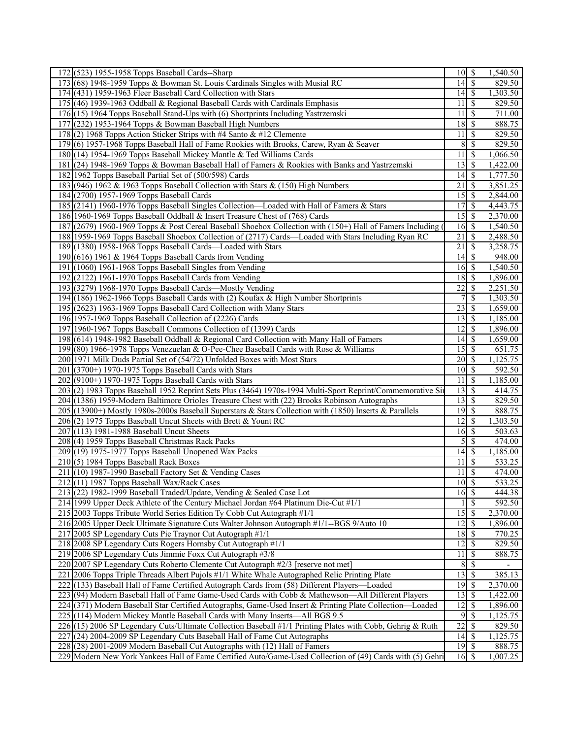| | | | | |
|---|---|---|---|---|
| 172 | (523) 1955-1958 Topps Baseball Cards--Sharp | 10 | $ | 1,540.50 |
| 173 | (68) 1948-1959 Topps & Bowman St. Louis Cardinals Singles with Musial RC | 14 | $ | 829.50 |
| 174 | (431) 1959-1963 Fleer Baseball Card Collection with Stars | 14 | $ | 1,303.50 |
| 175 | (46) 1939-1963 Oddball & Regional Baseball Cards with Cardinals Emphasis | 11 | $ | 829.50 |
| 176 | (15) 1964 Topps Baseball Stand-Ups with (6) Shortprints Including Yastrzemski | 11 | $ | 711.00 |
| 177 | (232) 1953-1964 Topps & Bowman Baseball High Numbers | 18 | $ | 888.75 |
| 178 | (2) 1968 Topps Action Sticker Strips with #4 Santo & #12 Clemente | 11 | $ | 829.50 |
| 179 | (6) 1957-1968 Topps Baseball Hall of Fame Rookies with Brooks, Carew, Ryan & Seaver | 8 | $ | 829.50 |
| 180 | (14) 1954-1969 Topps Baseball Mickey Mantle & Ted Williams Cards | 11 | $ | 1,066.50 |
| 181 | (24) 1948-1969 Topps & Bowman Baseball Hall of Famers & Rookies with Banks and Yastrzemski | 13 | $ | 1,422.00 |
| 182 | 1962 Topps Baseball Partial Set of (500/598) Cards | 14 | $ | 1,777.50 |
| 183 | (946) 1962 & 1963 Topps Baseball Collection with Stars & (150) High Numbers | 21 | $ | 3,851.25 |
| 184 | (2700) 1957-1969 Topps Baseball Cards | 15 | $ | 2,844.00 |
| 185 | (2141) 1960-1976 Topps Baseball Singles Collection—Loaded with Hall of Famers & Stars | 17 | $ | 4,443.75 |
| 186 | 1960-1969 Topps Baseball Oddball & Insert Treasure Chest of (768) Cards | 15 | $ | 2,370.00 |
| 187 | (2679) 1960-1969 Topps & Post Cereal Baseball Shoebox Collection with (150+) Hall of Famers Including ( | 16 | $ | 1,540.50 |
| 188 | 1959-1969 Topps Baseball Shoebox Collection of (2717) Cards—Loaded with Stars Including Ryan RC | 21 | $ | 2,488.50 |
| 189 | (1380) 1958-1968 Topps Baseball Cards—Loaded with Stars | 21 | $ | 3,258.75 |
| 190 | (616) 1961 & 1964 Topps Baseball Cards from Vending | 14 | $ | 948.00 |
| 191 | (1060) 1961-1968 Topps Baseball Singles from Vending | 16 | $ | 1,540.50 |
| 192 | (2122) 1961-1970 Topps Baseball Cards from Vending | 18 | $ | 1,896.00 |
| 193 | (3279) 1968-1970 Topps Baseball Cards—Mostly Vending | 22 | $ | 2,251.50 |
| 194 | (186) 1962-1966 Topps Baseball Cards with (2) Koufax & High Number Shortprints | 7 | $ | 1,303.50 |
| 195 | (2623) 1963-1969 Topps Baseball Card Collection with Many Stars | 23 | $ | 1,659.00 |
| 196 | 1957-1969 Topps Baseball Collection of (2226) Cards | 13 | $ | 1,185.00 |
| 197 | 1960-1967 Topps Baseball Commons Collection of (1399) Cards | 12 | $ | 1,896.00 |
| 198 | (614) 1948-1982 Baseball Oddball & Regional Card Collection with Many Hall of Famers | 14 | $ | 1,659.00 |
| 199 | (80) 1966-1978 Topps Venezuelan & O-Pee-Chee Baseball Cards with Rose & Williams | 15 | $ | 651.75 |
| 200 | 1971 Milk Duds Partial Set of (54/72) Unfolded Boxes with Most Stars | 20 | $ | 1,125.75 |
| 201 | (3700+) 1970-1975 Topps Baseball Cards with Stars | 10 | $ | 592.50 |
| 202 | (9100+) 1970-1975 Topps Baseball Cards with Stars | 11 | $ | 1,185.00 |
| 203 | (2) 1983 Topps Baseball 1952 Reprint Sets Plus (3464) 1970s-1994 Multi-Sport Reprint/Commemorative Si | 13 | $ | 414.75 |
| 204 | (1386) 1959-Modern Baltimore Orioles Treasure Chest with (22) Brooks Robinson Autographs | 13 | $ | 829.50 |
| 205 | (13900+) Mostly 1980s-2000s Baseball Superstars & Stars Collection with (1850) Inserts & Parallels | 19 | $ | 888.75 |
| 206 | (2) 1975 Topps Baseball Uncut Sheets with Brett & Yount RC | 12 | $ | 1,303.50 |
| 207 | (113) 1981-1988 Baseball Uncut Sheets | 16 | $ | 503.63 |
| 208 | (4) 1959 Topps Baseball Christmas Rack Packs | 5 | $ | 474.00 |
| 209 | (19) 1975-1977 Topps Baseball Unopened Wax Packs | 14 | $ | 1,185.00 |
| 210 | (5) 1984 Topps Baseball Rack Boxes | 11 | $ | 533.25 |
| 211 | (10) 1987-1990 Baseball Factory Set & Vending Cases | 11 | $ | 474.00 |
| 212 | (11) 1987 Topps Baseball Wax/Rack Cases | 10 | $ | 533.25 |
| 213 | (22) 1982-1999 Baseball Traded/Update, Vending & Sealed Case Lot | 16 | $ | 444.38 |
| 214 | 1999 Upper Deck Athlete of the Century Michael Jordan #64 Platinum Die-Cut #1/1 | 1 | $ | 592.50 |
| 215 | 2003 Topps Tribute World Series Edition Ty Cobb Cut Autograph #1/1 | 15 | $ | 2,370.00 |
| 216 | 2005 Upper Deck Ultimate Signature Cuts Walter Johnson Autograph #1/1--BGS 9/Auto 10 | 12 | $ | 1,896.00 |
| 217 | 2005 SP Legendary Cuts Pie Traynor Cut Autograph #1/1 | 18 | $ | 770.25 |
| 218 | 2008 SP Legendary Cuts Rogers Hornsby Cut Autograph #1/1 | 12 | $ | 829.50 |
| 219 | 2006 SP Legendary Cuts Jimmie Foxx Cut Autograph #3/8 | 11 | $ | 888.75 |
| 220 | 2007 SP Legendary Cuts Roberto Clemente Cut Autograph #2/3 [reserve not met] | 8 | $ | - |
| 221 | 2006 Topps Triple Threads Albert Pujols #1/1 White Whale Autographed Relic Printing Plate | 13 | $ | 385.13 |
| 222 | (133) Baseball Hall of Fame Certified Autograph Cards from (58) Different Players—Loaded | 19 | $ | 2,370.00 |
| 223 | (94) Modern Baseball Hall of Fame Game-Used Cards with Cobb & Mathewson—All Different Players | 13 | $ | 1,422.00 |
| 224 | (371) Modern Baseball Star Certified Autographs, Game-Used Insert & Printing Plate Collection—Loaded | 12 | $ | 1,896.00 |
| 225 | (114) Modern Mickey Mantle Baseball Cards with Many Inserts—All BGS 9.5 | 9 | $ | 1,125.75 |
| 226 | (15) 2006 SP Legendary Cuts/Ultimate Collection Baseball #1/1 Printing Plates with Cobb, Gehrig & Ruth | 22 | $ | 829.50 |
| 227 | (24) 2004-2009 SP Legendary Cuts Baseball Hall of Fame Cut Autographs | 14 | $ | 1,125.75 |
| 228 | (28) 2001-2009 Modern Baseball Cut Autographs with (12) Hall of Famers | 19 | $ | 888.75 |
| 229 | Modern New York Yankees Hall of Fame Certified Auto/Game-Used Collection of (49) Cards with (5) Gehri | 16 | $ | 1,007.25 |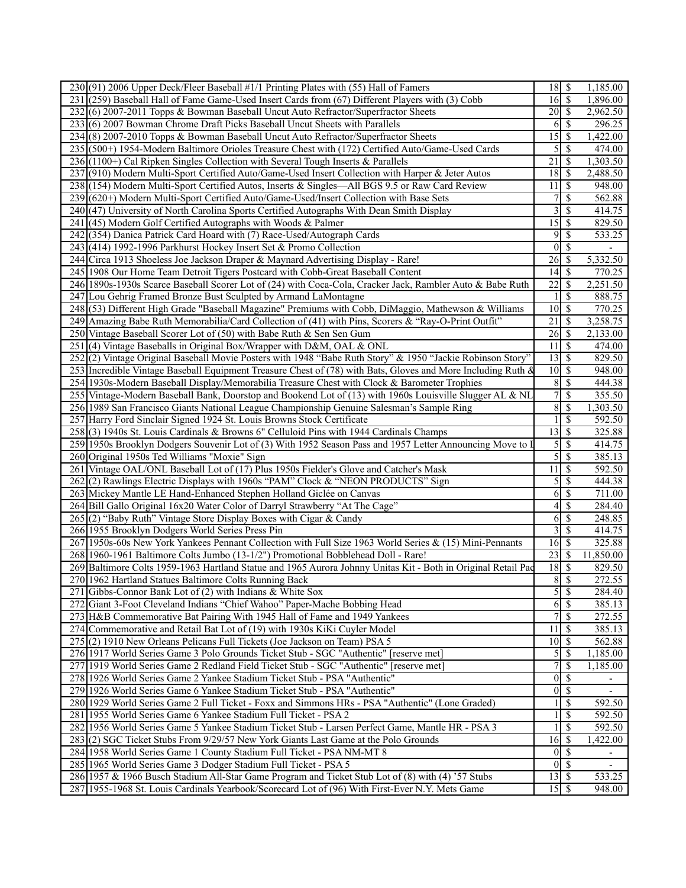| | | | | |
|---|---|---|---|---|
| 230 | (91) 2006 Upper Deck/Fleer Baseball #1/1 Printing Plates with (55) Hall of Famers | 18 | $ | 1,185.00 |
| 231 | (259) Baseball Hall of Fame Game-Used Insert Cards from (67) Different Players with (3) Cobb | 16 | $ | 1,896.00 |
| 232 | (6) 2007-2011 Topps & Bowman Baseball Uncut Auto Refractor/Superfractor Sheets | 20 | $ | 2,962.50 |
| 233 | (6) 2007 Bowman Chrome Draft Picks Baseball Uncut Sheets with Parallels | 6 | $ | 296.25 |
| 234 | (8) 2007-2010 Topps & Bowman Baseball Uncut Auto Refractor/Superfractor Sheets | 15 | $ | 1,422.00 |
| 235 | (500+) 1954-Modern Baltimore Orioles Treasure Chest with (172) Certified Auto/Game-Used Cards | 5 | $ | 474.00 |
| 236 | (1100+) Cal Ripken Singles Collection with Several Tough Inserts & Parallels | 21 | $ | 1,303.50 |
| 237 | (910) Modern Multi-Sport Certified Auto/Game-Used Insert Collection with Harper & Jeter Autos | 18 | $ | 2,488.50 |
| 238 | (154) Modern Multi-Sport Certified Autos, Inserts & Singles—All BGS 9.5 or Raw Card Review | 11 | $ | 948.00 |
| 239 | (620+) Modern Multi-Sport Certified Auto/Game-Used/Insert Collection with Base Sets | 7 | $ | 562.88 |
| 240 | (47) University of North Carolina Sports Certified Autographs With Dean Smith Display | 3 | $ | 414.75 |
| 241 | (45) Modern Golf Certified Autographs with Woods & Palmer | 15 | $ | 829.50 |
| 242 | (354) Danica Patrick Card Hoard with (7) Race-Used/Autograph Cards | 9 | $ | 533.25 |
| 243 | (414) 1992-1996 Parkhurst Hockey Insert Set & Promo Collection | 0 | $ | - |
| 244 | Circa 1913 Shoeless Joe Jackson Draper & Maynard Advertising Display - Rare! | 26 | $ | 5,332.50 |
| 245 | 1908 Our Home Team Detroit Tigers Postcard with Cobb-Great Baseball Content | 14 | $ | 770.25 |
| 246 | 1890s-1930s Scarce Baseball Scorer Lot of (24) with Coca-Cola, Cracker Jack, Rambler Auto & Babe Ruth | 22 | $ | 2,251.50 |
| 247 | Lou Gehrig Framed Bronze Bust Sculpted by Armand LaMontagne | 1 | $ | 888.75 |
| 248 | (53) Different High Grade "Baseball Magazine" Premiums with Cobb, DiMaggio, Mathewson & Williams | 10 | $ | 770.25 |
| 249 | Amazing Babe Ruth Memorabilia/Card Collection of (41) with Pins, Scorers & "Ray-O-Print Outfit" | 21 | $ | 3,258.75 |
| 250 | Vintage Baseball Scorer Lot of (50) with Babe Ruth & Sen Sen Gum | 26 | $ | 2,133.00 |
| 251 | (4) Vintage Baseballs in Original Box/Wrapper with D&M, OAL & ONL | 11 | $ | 474.00 |
| 252 | (2) Vintage Original Baseball Movie Posters with 1948 "Babe Ruth Story" & 1950 "Jackie Robinson Story" | 13 | $ | 829.50 |
| 253 | Incredible Vintage Baseball Equipment Treasure Chest of (78) with Bats, Gloves and More Including Ruth & | 10 | $ | 948.00 |
| 254 | 1930s-Modern Baseball Display/Memorabilia Treasure Chest with Clock & Barometer Trophies | 8 | $ | 444.38 |
| 255 | Vintage-Modern Baseball Bank, Doorstop and Bookend Lot of (13) with 1960s Louisville Slugger AL & NL | 7 | $ | 355.50 |
| 256 | 1989 San Francisco Giants National League Championship Genuine Salesman's Sample Ring | 8 | $ | 1,303.50 |
| 257 | Harry Ford Sinclair Signed 1924 St. Louis Browns Stock Certificate | 1 | $ | 592.50 |
| 258 | (3) 1940s St. Louis Cardinals & Browns 6" Celluloid Pins with 1944 Cardinals Champs | 13 | $ | 325.88 |
| 259 | 1950s Brooklyn Dodgers Souvenir Lot of (3) With 1952 Season Pass and 1957 Letter Announcing Move to L | 5 | $ | 414.75 |
| 260 | Original 1950s Ted Williams "Moxie" Sign | 5 | $ | 385.13 |
| 261 | Vintage OAL/ONL Baseball Lot of (17) Plus 1950s Fielder's Glove and Catcher's Mask | 11 | $ | 592.50 |
| 262 | (2) Rawlings Electric Displays with 1960s "PAM" Clock & "NEON PRODUCTS" Sign | 5 | $ | 444.38 |
| 263 | Mickey Mantle LE Hand-Enhanced Stephen Holland Giclée on Canvas | 6 | $ | 711.00 |
| 264 | Bill Gallo Original 16x20 Water Color of Darryl Strawberry "At The Cage" | 4 | $ | 284.40 |
| 265 | (2) "Baby Ruth" Vintage Store Display Boxes with Cigar & Candy | 6 | $ | 248.85 |
| 266 | 1955 Brooklyn Dodgers World Series Press Pin | 3 | $ | 414.75 |
| 267 | 1950s-60s New York Yankees Pennant Collection with Full Size 1963 World Series & (15) Mini-Pennants | 16 | $ | 325.88 |
| 268 | 1960-1961 Baltimore Colts Jumbo (13-1/2") Promotional Bobblehead Doll - Rare! | 23 | $ | 11,850.00 |
| 269 | Baltimore Colts 1959-1963 Hartland Statue and 1965 Aurora Johnny Unitas Kit - Both in Original Retail Pac | 18 | $ | 829.50 |
| 270 | 1962 Hartland Statues Baltimore Colts Running Back | 8 | $ | 272.55 |
| 271 | Gibbs-Connor Bank Lot of (2) with Indians & White Sox | 5 | $ | 284.40 |
| 272 | Giant 3-Foot Cleveland Indians "Chief Wahoo" Paper-Mache Bobbing Head | 6 | $ | 385.13 |
| 273 | H&B Commemorative Bat Pairing With 1945 Hall of Fame and 1949 Yankees | 7 | $ | 272.55 |
| 274 | Commemorative and Retail Bat Lot of (19) with 1930s KiKi Cuyler Model | 11 | $ | 385.13 |
| 275 | (2) 1910 New Orleans Pelicans Full Tickets (Joe Jackson on Team) PSA 5 | 10 | $ | 562.88 |
| 276 | 1917 World Series Game 3 Polo Grounds Ticket Stub - SGC "Authentic" [reserve met] | 5 | $ | 1,185.00 |
| 277 | 1919 World Series Game 2 Redland Field Ticket Stub - SGC "Authentic" [reserve met] | 7 | $ | 1,185.00 |
| 278 | 1926 World Series Game 2 Yankee Stadium Ticket Stub - PSA "Authentic" | 0 | $ | - |
| 279 | 1926 World Series Game 6 Yankee Stadium Ticket Stub - PSA "Authentic" | 0 | $ | - |
| 280 | 1929 World Series Game 2 Full Ticket - Foxx and Simmons HRs - PSA "Authentic" (Lone Graded) | 1 | $ | 592.50 |
| 281 | 1955 World Series Game 6 Yankee Stadium Full Ticket - PSA 2 | 1 | $ | 592.50 |
| 282 | 1956 World Series Game 5 Yankee Stadium Ticket Stub - Larsen Perfect Game, Mantle HR - PSA 3 | 1 | $ | 592.50 |
| 283 | (2) SGC Ticket Stubs From 9/29/57 New York Giants Last Game at the Polo Grounds | 16 | $ | 1,422.00 |
| 284 | 1958 World Series Game 1 County Stadium Full Ticket - PSA NM-MT 8 | 0 | $ | - |
| 285 | 1965 World Series Game 3 Dodger Stadium Full Ticket - PSA 5 | 0 | $ | - |
| 286 | 1957 & 1966 Busch Stadium All-Star Game Program and Ticket Stub Lot of (8) with (4) '57 Stubs | 13 | $ | 533.25 |
| 287 | 1955-1968 St. Louis Cardinals Yearbook/Scorecard Lot of (96) With First-Ever N.Y. Mets Game | 15 | $ | 948.00 |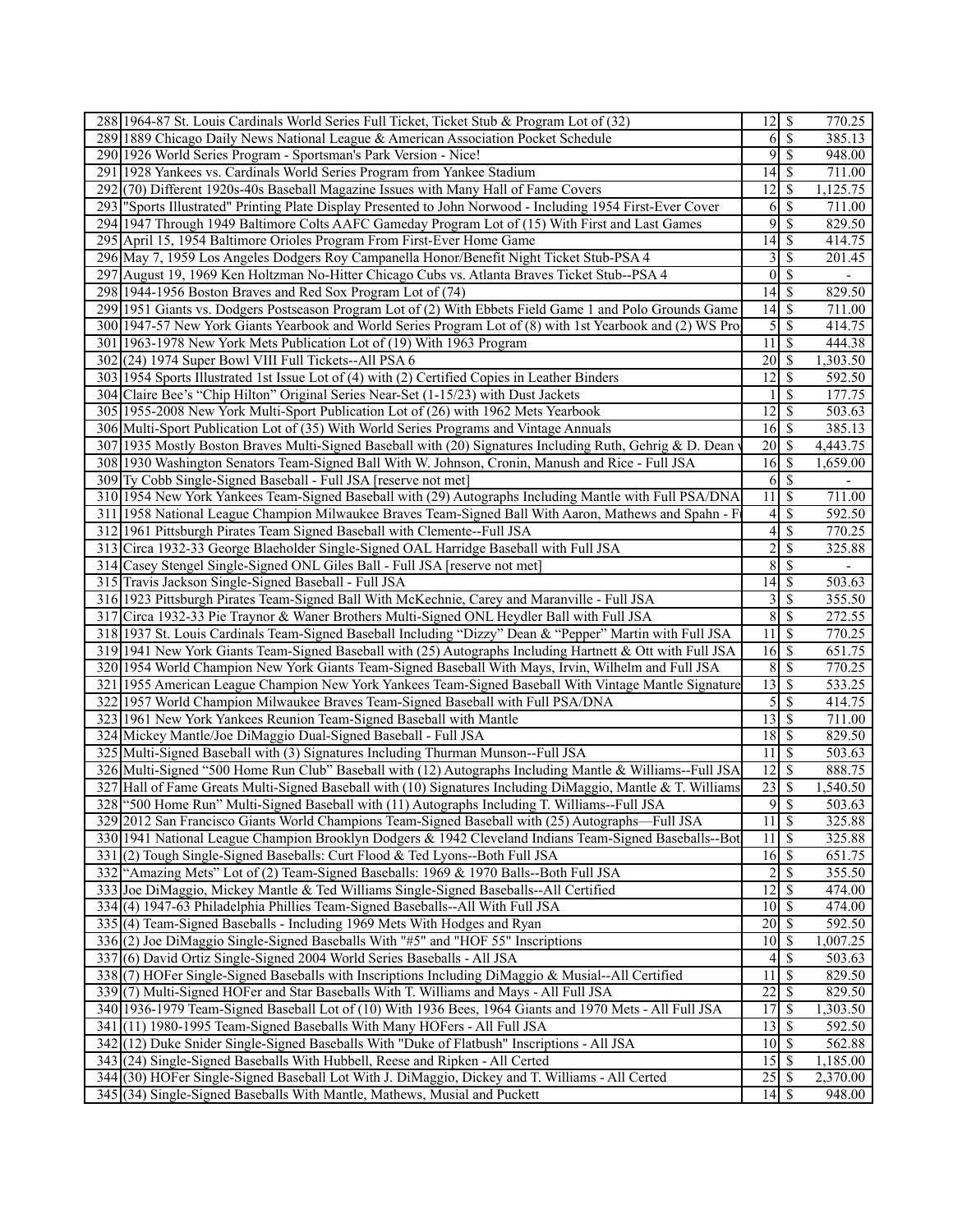| | | | | |
|---|---|---|---|---|
| 288 | 1964-87 St. Louis Cardinals World Series Full Ticket, Ticket Stub & Program Lot of (32) | 12 | $ | 770.25 |
| 289 | 1889 Chicago Daily News National League & American Association Pocket Schedule | 6 | $ | 385.13 |
| 290 | 1926 World Series Program - Sportsman's Park Version - Nice! | 9 | $ | 948.00 |
| 291 | 1928 Yankees vs. Cardinals World Series Program from Yankee Stadium | 14 | $ | 711.00 |
| 292 | (70) Different 1920s-40s Baseball Magazine Issues with Many Hall of Fame Covers | 12 | $ | 1,125.75 |
| 293 | "Sports Illustrated" Printing Plate Display Presented to John Norwood - Including 1954 First-Ever Cover | 6 | $ | 711.00 |
| 294 | 1947 Through 1949 Baltimore Colts AAFC Gameday Program Lot of (15) With First and Last Games | 9 | $ | 829.50 |
| 295 | April 15, 1954 Baltimore Orioles Program From First-Ever Home Game | 14 | $ | 414.75 |
| 296 | May 7, 1959 Los Angeles Dodgers Roy Campanella Honor/Benefit Night Ticket Stub-PSA 4 | 3 | $ | 201.45 |
| 297 | August 19, 1969 Ken Holtzman No-Hitter Chicago Cubs vs. Atlanta Braves Ticket Stub--PSA 4 | 0 | $ | - |
| 298 | 1944-1956 Boston Braves and Red Sox Program Lot of (74) | 14 | $ | 829.50 |
| 299 | 1951 Giants vs. Dodgers Postseason Program Lot of (2) With Ebbets Field Game 1 and Polo Grounds Game | 14 | $ | 711.00 |
| 300 | 1947-57 New York Giants Yearbook and World Series Program Lot of (8) with 1st Yearbook and (2) WS Pro | 5 | $ | 414.75 |
| 301 | 1963-1978 New York Mets Publication Lot of (19) With 1963 Program | 11 | $ | 444.38 |
| 302 | (24) 1974 Super Bowl VIII Full Tickets--All PSA 6 | 20 | $ | 1,303.50 |
| 303 | 1954 Sports Illustrated 1st Issue Lot of (4) with (2) Certified Copies in Leather Binders | 12 | $ | 592.50 |
| 304 | Claire Bee's "Chip Hilton" Original Series Near-Set (1-15/23) with Dust Jackets | 1 | $ | 177.75 |
| 305 | 1955-2008 New York Multi-Sport Publication Lot of (26) with 1962 Mets Yearbook | 12 | $ | 503.63 |
| 306 | Multi-Sport Publication Lot of (35) With World Series Programs and Vintage Annuals | 16 | $ | 385.13 |
| 307 | 1935 Mostly Boston Braves Multi-Signed Baseball with (20) Signatures Including Ruth, Gehrig & D. Dean | 20 | $ | 4,443.75 |
| 308 | 1930 Washington Senators Team-Signed Ball With W. Johnson, Cronin, Manush and Rice - Full JSA | 16 | $ | 1,659.00 |
| 309 | Ty Cobb Single-Signed Baseball - Full JSA [reserve not met] | 6 | $ | - |
| 310 | 1954 New York Yankees Team-Signed Baseball with (29) Autographs Including Mantle with Full PSA/DNA | 11 | $ | 711.00 |
| 311 | 1958 National League Champion Milwaukee Braves Team-Signed Ball With Aaron, Mathews and Spahn - F | 4 | $ | 592.50 |
| 312 | 1961 Pittsburgh Pirates Team Signed Baseball with Clemente--Full JSA | 4 | $ | 770.25 |
| 313 | Circa 1932-33 George Blaeholder Single-Signed OAL Harridge Baseball with Full JSA | 2 | $ | 325.88 |
| 314 | Casey Stengel Single-Signed ONL Giles Ball - Full JSA [reserve not met] | 8 | $ | - |
| 315 | Travis Jackson Single-Signed Baseball - Full JSA | 14 | $ | 503.63 |
| 316 | 1923 Pittsburgh Pirates Team-Signed Ball With McKechnie, Carey and Maranville - Full JSA | 3 | $ | 355.50 |
| 317 | Circa 1932-33 Pie Traynor & Waner Brothers Multi-Signed ONL Heydler Ball with Full JSA | 8 | $ | 272.55 |
| 318 | 1937 St. Louis Cardinals Team-Signed Baseball Including "Dizzy" Dean & "Pepper" Martin with Full JSA | 11 | $ | 770.25 |
| 319 | 1941 New York Giants Team-Signed Baseball with (25) Autographs Including Hartnett & Ott with Full JSA | 16 | $ | 651.75 |
| 320 | 1954 World Champion New York Giants Team-Signed Baseball With Mays, Irvin, Wilhelm and Full JSA | 8 | $ | 770.25 |
| 321 | 1955 American League Champion New York Yankees Team-Signed Baseball With Vintage Mantle Signature | 13 | $ | 533.25 |
| 322 | 1957 World Champion Milwaukee Braves Team-Signed Baseball with Full PSA/DNA | 5 | $ | 414.75 |
| 323 | 1961 New York Yankees Reunion Team-Signed Baseball with Mantle | 13 | $ | 711.00 |
| 324 | Mickey Mantle/Joe DiMaggio Dual-Signed Baseball - Full JSA | 18 | $ | 829.50 |
| 325 | Multi-Signed Baseball with (3) Signatures Including Thurman Munson--Full JSA | 11 | $ | 503.63 |
| 326 | Multi-Signed "500 Home Run Club" Baseball with (12) Autographs Including Mantle & Williams--Full JSA | 12 | $ | 888.75 |
| 327 | Hall of Fame Greats Multi-Signed Baseball with (10) Signatures Including DiMaggio, Mantle & T. Williams | 23 | $ | 1,540.50 |
| 328 | "500 Home Run" Multi-Signed Baseball with (11) Autographs Including T. Williams--Full JSA | 9 | $ | 503.63 |
| 329 | 2012 San Francisco Giants World Champions Team-Signed Baseball with (25) Autographs—Full JSA | 11 | $ | 325.88 |
| 330 | 1941 National League Champion Brooklyn Dodgers & 1942 Cleveland Indians Team-Signed Baseballs--Bot | 11 | $ | 325.88 |
| 331 | (2) Tough Single-Signed Baseballs: Curt Flood & Ted Lyons--Both Full JSA | 16 | $ | 651.75 |
| 332 | "Amazing Mets" Lot of (2) Team-Signed Baseballs: 1969 & 1970 Balls--Both Full JSA | 2 | $ | 355.50 |
| 333 | Joe DiMaggio, Mickey Mantle & Ted Williams Single-Signed Baseballs--All Certified | 12 | $ | 474.00 |
| 334 | (4) 1947-63 Philadelphia Phillies Team-Signed Baseballs--All With Full JSA | 10 | $ | 474.00 |
| 335 | (4) Team-Signed Baseballs - Including 1969 Mets With Hodges and Ryan | 20 | $ | 592.50 |
| 336 | (2) Joe DiMaggio Single-Signed Baseballs With "#5" and "HOF 55" Inscriptions | 10 | $ | 1,007.25 |
| 337 | (6) David Ortiz Single-Signed 2004 World Series Baseballs - All JSA | 4 | $ | 503.63 |
| 338 | (7) HOFer Single-Signed Baseballs with Inscriptions Including DiMaggio & Musial--All Certified | 11 | $ | 829.50 |
| 339 | (7) Multi-Signed HOFer and Star Baseballs With T. Williams and Mays - All Full JSA | 22 | $ | 829.50 |
| 340 | 1936-1979 Team-Signed Baseball Lot of (10) With 1936 Bees, 1964 Giants and 1970 Mets - All Full JSA | 17 | $ | 1,303.50 |
| 341 | (11) 1980-1995 Team-Signed Baseballs With Many HOFers - All Full JSA | 13 | $ | 592.50 |
| 342 | (12) Duke Snider Single-Signed Baseballs With "Duke of Flatbush" Inscriptions - All JSA | 10 | $ | 562.88 |
| 343 | (24) Single-Signed Baseballs With Hubbell, Reese and Ripken - All Certed | 15 | $ | 1,185.00 |
| 344 | (30) HOFer Single-Signed Baseball Lot With J. DiMaggio, Dickey and T. Williams - All Certed | 25 | $ | 2,370.00 |
| 345 | (34) Single-Signed Baseballs With Mantle, Mathews, Musial and Puckett | 14 | $ | 948.00 |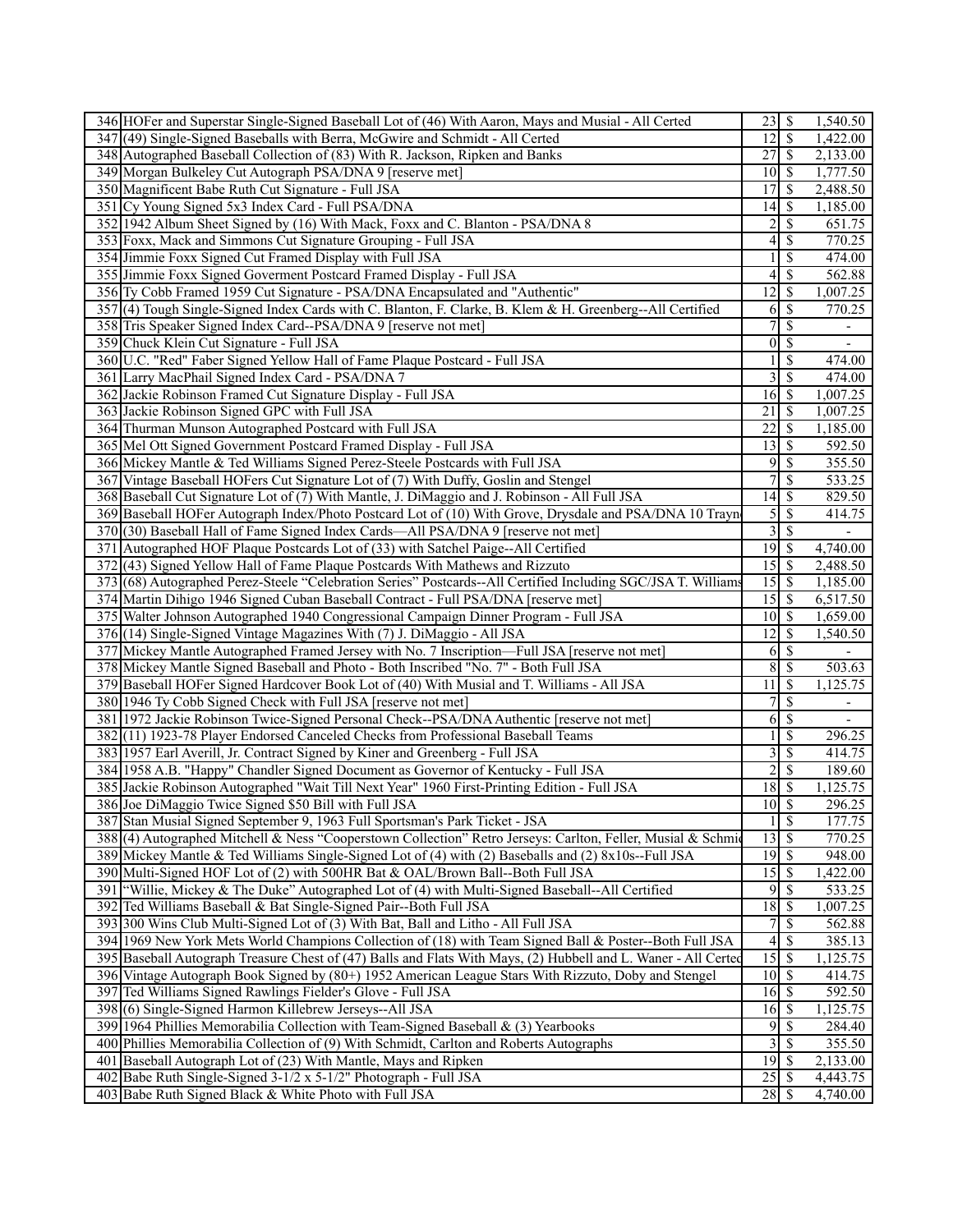| | | | | |
|---|---|---|---|---|
| 346 | HOFer and Superstar Single-Signed Baseball Lot of (46) With Aaron, Mays and Musial - All Certed | 23 | $ | 1,540.50 |
| 347 | (49) Single-Signed Baseballs with Berra, McGwire and Schmidt - All Certed | 12 | $ | 1,422.00 |
| 348 | Autographed Baseball Collection of (83) With R. Jackson, Ripken and Banks | 27 | $ | 2,133.00 |
| 349 | Morgan Bulkeley Cut Autograph PSA/DNA 9 [reserve met] | 10 | $ | 1,777.50 |
| 350 | Magnificent Babe Ruth Cut Signature - Full JSA | 17 | $ | 2,488.50 |
| 351 | Cy Young Signed 5x3 Index Card - Full PSA/DNA | 14 | $ | 1,185.00 |
| 352 | 1942 Album Sheet Signed by (16) With Mack, Foxx and C. Blanton - PSA/DNA 8 | 2 | $ | 651.75 |
| 353 | Foxx, Mack and Simmons Cut Signature Grouping - Full JSA | 4 | $ | 770.25 |
| 354 | Jimmie Foxx Signed Cut Framed Display with Full JSA | 1 | $ | 474.00 |
| 355 | Jimmie Foxx Signed Goverment Postcard Framed Display - Full JSA | 4 | $ | 562.88 |
| 356 | Ty Cobb Framed 1959 Cut Signature - PSA/DNA Encapsulated and "Authentic" | 12 | $ | 1,007.25 |
| 357 | (4) Tough Single-Signed Index Cards with C. Blanton, F. Clarke, B. Klem & H. Greenberg--All Certified | 6 | $ | 770.25 |
| 358 | Tris Speaker Signed Index Card--PSA/DNA 9 [reserve not met] | 7 | $ | - |
| 359 | Chuck Klein Cut Signature - Full JSA | 0 | $ | - |
| 360 | U.C. "Red" Faber Signed Yellow Hall of Fame Plaque Postcard - Full JSA | 1 | $ | 474.00 |
| 361 | Larry MacPhail Signed Index Card - PSA/DNA 7 | 3 | $ | 474.00 |
| 362 | Jackie Robinson Framed Cut Signature Display - Full JSA | 16 | $ | 1,007.25 |
| 363 | Jackie Robinson Signed GPC with Full JSA | 21 | $ | 1,007.25 |
| 364 | Thurman Munson Autographed Postcard with Full JSA | 22 | $ | 1,185.00 |
| 365 | Mel Ott Signed Government Postcard Framed Display - Full JSA | 13 | $ | 592.50 |
| 366 | Mickey Mantle & Ted Williams Signed Perez-Steele Postcards with Full JSA | 9 | $ | 355.50 |
| 367 | Vintage Baseball HOFers Cut Signature Lot of (7) With Duffy, Goslin and Stengel | 7 | $ | 533.25 |
| 368 | Baseball Cut Signature Lot of (7) With Mantle, J. DiMaggio and J. Robinson - All Full JSA | 14 | $ | 829.50 |
| 369 | Baseball HOFer Autograph Index/Photo Postcard Lot of (10) With Grove, Drysdale and PSA/DNA 10 Trayn | 5 | $ | 414.75 |
| 370 | (30) Baseball Hall of Fame Signed Index Cards—All PSA/DNA 9 [reserve not met] | 3 | $ | - |
| 371 | Autographed HOF Plaque Postcards Lot of (33) with Satchel Paige--All Certified | 19 | $ | 4,740.00 |
| 372 | (43) Signed Yellow Hall of Fame Plaque Postcards With Mathews and Rizzuto | 15 | $ | 2,488.50 |
| 373 | (68) Autographed Perez-Steele "Celebration Series" Postcards--All Certified Including SGC/JSA T. Williams | 15 | $ | 1,185.00 |
| 374 | Martin Dihigo 1946 Signed Cuban Baseball Contract - Full PSA/DNA [reserve met] | 15 | $ | 6,517.50 |
| 375 | Walter Johnson Autographed 1940 Congressional Campaign Dinner Program - Full JSA | 10 | $ | 1,659.00 |
| 376 | (14) Single-Signed Vintage Magazines With (7) J. DiMaggio - All JSA | 12 | $ | 1,540.50 |
| 377 | Mickey Mantle Autographed Framed Jersey with No. 7 Inscription—Full JSA [reserve not met] | 6 | $ | - |
| 378 | Mickey Mantle Signed Baseball and Photo - Both Inscribed "No. 7" - Both Full JSA | 8 | $ | 503.63 |
| 379 | Baseball HOFer Signed Hardcover Book Lot of (40) With Musial and T. Williams - All JSA | 11 | $ | 1,125.75 |
| 380 | 1946 Ty Cobb Signed Check with Full JSA [reserve not met] | 7 | $ | - |
| 381 | 1972 Jackie Robinson Twice-Signed Personal Check--PSA/DNA Authentic [reserve not met] | 6 | $ | - |
| 382 | (11) 1923-78 Player Endorsed Canceled Checks from Professional Baseball Teams | 1 | $ | 296.25 |
| 383 | 1957 Earl Averill, Jr. Contract Signed by Kiner and Greenberg - Full JSA | 3 | $ | 414.75 |
| 384 | 1958 A.B. "Happy" Chandler Signed Document as Governor of Kentucky - Full JSA | 2 | $ | 189.60 |
| 385 | Jackie Robinson Autographed "Wait Till Next Year" 1960 First-Printing Edition - Full JSA | 18 | $ | 1,125.75 |
| 386 | Joe DiMaggio Twice Signed $50 Bill with Full JSA | 10 | $ | 296.25 |
| 387 | Stan Musial Signed September 9, 1963 Full Sportsman's Park Ticket - JSA | 1 | $ | 177.75 |
| 388 | (4) Autographed Mitchell & Ness "Cooperstown Collection" Retro Jerseys: Carlton, Feller, Musial & Schmid | 13 | $ | 770.25 |
| 389 | Mickey Mantle & Ted Williams Single-Signed Lot of (4) with (2) Baseballs and (2) 8x10s--Full JSA | 19 | $ | 948.00 |
| 390 | Multi-Signed HOF Lot of (2) with 500HR Bat & OAL/Brown Ball--Both Full JSA | 15 | $ | 1,422.00 |
| 391 | "Willie, Mickey & The Duke" Autographed Lot of (4) with Multi-Signed Baseball--All Certified | 9 | $ | 533.25 |
| 392 | Ted Williams Baseball & Bat Single-Signed Pair--Both Full JSA | 18 | $ | 1,007.25 |
| 393 | 300 Wins Club Multi-Signed Lot of (3) With Bat, Ball and Litho - All Full JSA | 7 | $ | 562.88 |
| 394 | 1969 New York Mets World Champions Collection of (18) with Team Signed Ball & Poster--Both Full JSA | 4 | $ | 385.13 |
| 395 | Baseball Autograph Treasure Chest of (47) Balls and Flats With Mays, (2) Hubbell and L. Waner - All Certed | 15 | $ | 1,125.75 |
| 396 | Vintage Autograph Book Signed by (80+) 1952 American League Stars With Rizzuto, Doby and Stengel | 10 | $ | 414.75 |
| 397 | Ted Williams Signed Rawlings Fielder's Glove - Full JSA | 16 | $ | 592.50 |
| 398 | (6) Single-Signed Harmon Killebrew Jerseys--All JSA | 16 | $ | 1,125.75 |
| 399 | 1964 Phillies Memorabilia Collection with Team-Signed Baseball & (3) Yearbooks | 9 | $ | 284.40 |
| 400 | Phillies Memorabilia Collection of (9) With Schmidt, Carlton and Roberts Autographs | 3 | $ | 355.50 |
| 401 | Baseball Autograph Lot of (23) With Mantle, Mays and Ripken | 19 | $ | 2,133.00 |
| 402 | Babe Ruth Single-Signed 3-1/2 x 5-1/2" Photograph - Full JSA | 25 | $ | 4,443.75 |
| 403 | Babe Ruth Signed Black & White Photo with Full JSA | 28 | $ | 4,740.00 |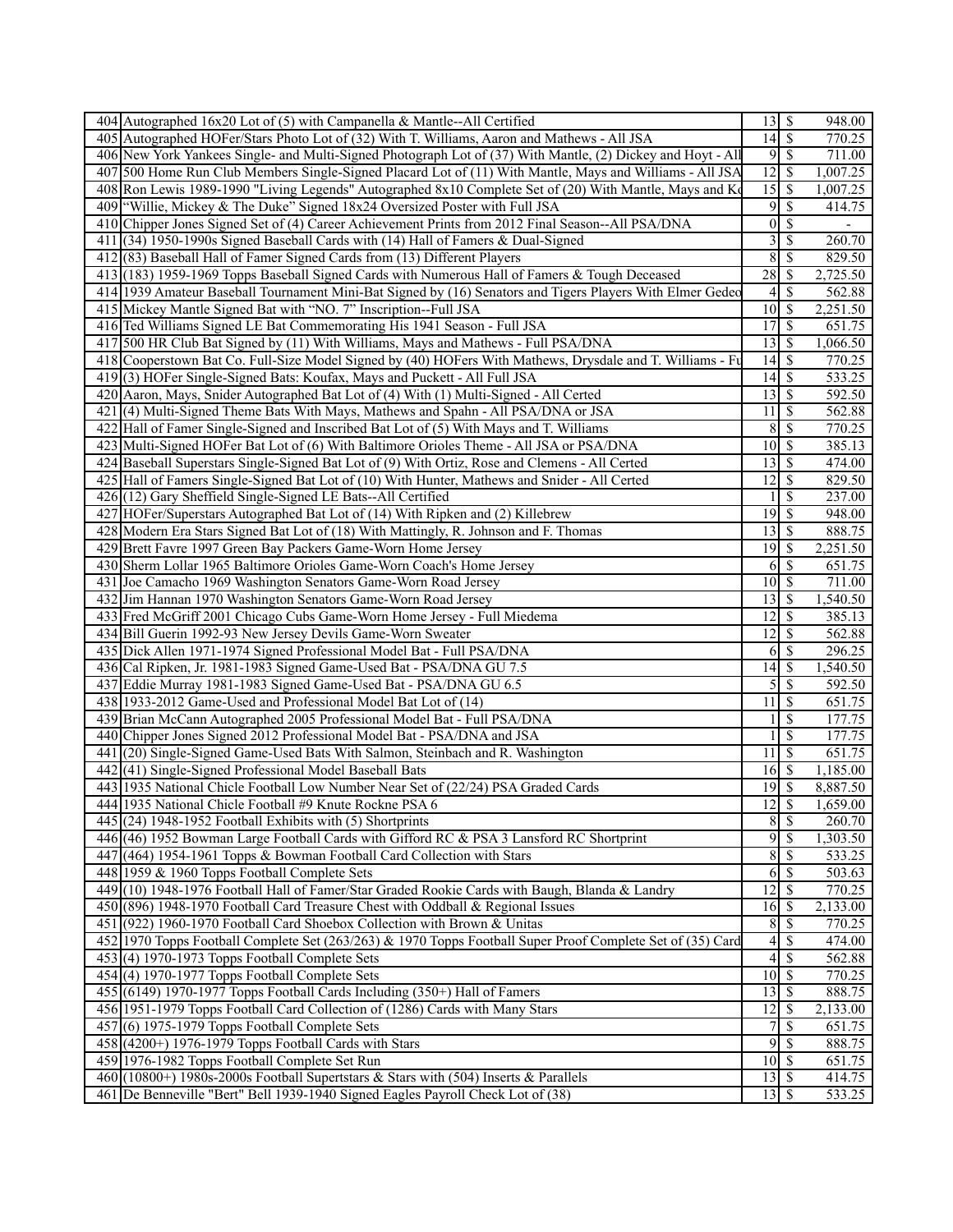| | | | | |
|---|---|---|---|---|
| 404 | Autographed 16x20 Lot of (5) with Campanella & Mantle--All Certified | 13 | $ | 948.00 |
| 405 | Autographed HOFer/Stars Photo Lot of (32) With T. Williams, Aaron and Mathews - All JSA | 14 | $ | 770.25 |
| 406 | New York Yankees Single- and Multi-Signed Photograph Lot of (37) With Mantle, (2) Dickey and Hoyt - All | 9 | $ | 711.00 |
| 407 | 500 Home Run Club Members Single-Signed Placard Lot of (11) With Mantle, Mays and Williams - All JSA | 12 | $ | 1,007.25 |
| 408 | Ron Lewis 1989-1990 "Living Legends" Autographed 8x10 Complete Set of (20) With Mantle, Mays and Ko | 15 | $ | 1,007.25 |
| 409 | "Willie, Mickey & The Duke" Signed 18x24 Oversized Poster with Full JSA | 9 | $ | 414.75 |
| 410 | Chipper Jones Signed Set of (4) Career Achievement Prints from 2012 Final Season--All PSA/DNA | 0 | $ | - |
| 411 | (34) 1950-1990s Signed Baseball Cards with (14) Hall of Famers & Dual-Signed | 3 | $ | 260.70 |
| 412 | (83) Baseball Hall of Famer Signed Cards from (13) Different Players | 8 | $ | 829.50 |
| 413 | (183) 1959-1969 Topps Baseball Signed Cards with Numerous Hall of Famers & Tough Deceased | 28 | $ | 2,725.50 |
| 414 | 1939 Amateur Baseball Tournament Mini-Bat Signed by (16) Senators and Tigers Players With Elmer Gedeo | 4 | $ | 562.88 |
| 415 | Mickey Mantle Signed Bat with "NO. 7" Inscription--Full JSA | 10 | $ | 2,251.50 |
| 416 | Ted Williams Signed LE Bat Commemorating His 1941 Season - Full JSA | 17 | $ | 651.75 |
| 417 | 500 HR Club Bat Signed by (11) With Williams, Mays and Mathews - Full PSA/DNA | 13 | $ | 1,066.50 |
| 418 | Cooperstown Bat Co. Full-Size Model Signed by (40) HOFers With Mathews, Drysdale and T. Williams - Fu | 14 | $ | 770.25 |
| 419 | (3) HOFer Single-Signed Bats: Koufax, Mays and Puckett - All Full JSA | 14 | $ | 533.25 |
| 420 | Aaron, Mays, Snider Autographed Bat Lot of (4) With (1) Multi-Signed - All Certed | 13 | $ | 592.50 |
| 421 | (4) Multi-Signed Theme Bats With Mays, Mathews and Spahn - All PSA/DNA or JSA | 11 | $ | 562.88 |
| 422 | Hall of Famer Single-Signed and Inscribed Bat Lot of (5) With Mays and T. Williams | 8 | $ | 770.25 |
| 423 | Multi-Signed HOFer Bat Lot of (6) With Baltimore Orioles Theme - All JSA or PSA/DNA | 10 | $ | 385.13 |
| 424 | Baseball Superstars Single-Signed Bat Lot of (9) With Ortiz, Rose and Clemens - All Certed | 13 | $ | 474.00 |
| 425 | Hall of Famers Single-Signed Bat Lot of (10) With Hunter, Mathews and Snider - All Certed | 12 | $ | 829.50 |
| 426 | (12) Gary Sheffield Single-Signed LE Bats--All Certified | 1 | $ | 237.00 |
| 427 | HOFer/Superstars Autographed Bat Lot of (14) With Ripken and (2) Killebrew | 19 | $ | 948.00 |
| 428 | Modern Era Stars Signed Bat Lot of (18) With Mattingly, R. Johnson and F. Thomas | 13 | $ | 888.75 |
| 429 | Brett Favre 1997 Green Bay Packers Game-Worn Home Jersey | 19 | $ | 2,251.50 |
| 430 | Sherm Lollar 1965 Baltimore Orioles Game-Worn Coach's Home Jersey | 6 | $ | 651.75 |
| 431 | Joe Camacho 1969 Washington Senators Game-Worn Road Jersey | 10 | $ | 711.00 |
| 432 | Jim Hannan 1970 Washington Senators Game-Worn Road Jersey | 13 | $ | 1,540.50 |
| 433 | Fred McGriff 2001 Chicago Cubs Game-Worn Home Jersey - Full Miedema | 12 | $ | 385.13 |
| 434 | Bill Guerin 1992-93 New Jersey Devils Game-Worn Sweater | 12 | $ | 562.88 |
| 435 | Dick Allen 1971-1974 Signed Professional Model Bat - Full PSA/DNA | 6 | $ | 296.25 |
| 436 | Cal Ripken, Jr. 1981-1983 Signed Game-Used Bat - PSA/DNA GU 7.5 | 14 | $ | 1,540.50 |
| 437 | Eddie Murray 1981-1983 Signed Game-Used Bat - PSA/DNA GU 6.5 | 5 | $ | 592.50 |
| 438 | 1933-2012 Game-Used and Professional Model Bat Lot of (14) | 11 | $ | 651.75 |
| 439 | Brian McCann Autographed 2005 Professional Model Bat - Full PSA/DNA | 1 | $ | 177.75 |
| 440 | Chipper Jones Signed 2012 Professional Model Bat - PSA/DNA and JSA | 1 | $ | 177.75 |
| 441 | (20) Single-Signed Game-Used Bats With Salmon, Steinbach and R. Washington | 11 | $ | 651.75 |
| 442 | (41) Single-Signed Professional Model Baseball Bats | 16 | $ | 1,185.00 |
| 443 | 1935 National Chicle Football Low Number Near Set of (22/24) PSA Graded Cards | 19 | $ | 8,887.50 |
| 444 | 1935 National Chicle Football #9 Knute Rockne PSA 6 | 12 | $ | 1,659.00 |
| 445 | (24) 1948-1952 Football Exhibits with (5) Shortprints | 8 | $ | 260.70 |
| 446 | (46) 1952 Bowman Large Football Cards with Gifford RC & PSA 3 Lansford RC Shortprint | 9 | $ | 1,303.50 |
| 447 | (464) 1954-1961 Topps & Bowman Football Card Collection with Stars | 8 | $ | 533.25 |
| 448 | 1959 & 1960 Topps Football Complete Sets | 6 | $ | 503.63 |
| 449 | (10) 1948-1976 Football Hall of Famer/Star Graded Rookie Cards with Baugh, Blanda & Landry | 12 | $ | 770.25 |
| 450 | (896) 1948-1970 Football Card Treasure Chest with Oddball & Regional Issues | 16 | $ | 2,133.00 |
| 451 | (922) 1960-1970 Football Card Shoebox Collection with Brown & Unitas | 8 | $ | 770.25 |
| 452 | 1970 Topps Football Complete Set (263/263) & 1970 Topps Football Super Proof Complete Set of (35) Card | 4 | $ | 474.00 |
| 453 | (4) 1970-1973 Topps Football Complete Sets | 4 | $ | 562.88 |
| 454 | (4) 1970-1977 Topps Football Complete Sets | 10 | $ | 770.25 |
| 455 | (6149) 1970-1977 Topps Football Cards Including (350+) Hall of Famers | 13 | $ | 888.75 |
| 456 | 1951-1979 Topps Football Card Collection of (1286) Cards with Many Stars | 12 | $ | 2,133.00 |
| 457 | (6) 1975-1979 Topps Football Complete Sets | 7 | $ | 651.75 |
| 458 | (4200+) 1976-1979 Topps Football Cards with Stars | 9 | $ | 888.75 |
| 459 | 1976-1982 Topps Football Complete Set Run | 10 | $ | 651.75 |
| 460 | (10800+) 1980s-2000s Football Supertstars & Stars with (504) Inserts & Parallels | 13 | $ | 414.75 |
| 461 | De Benneville "Bert" Bell 1939-1940 Signed Eagles Payroll Check Lot of (38) | 13 | $ | 533.25 |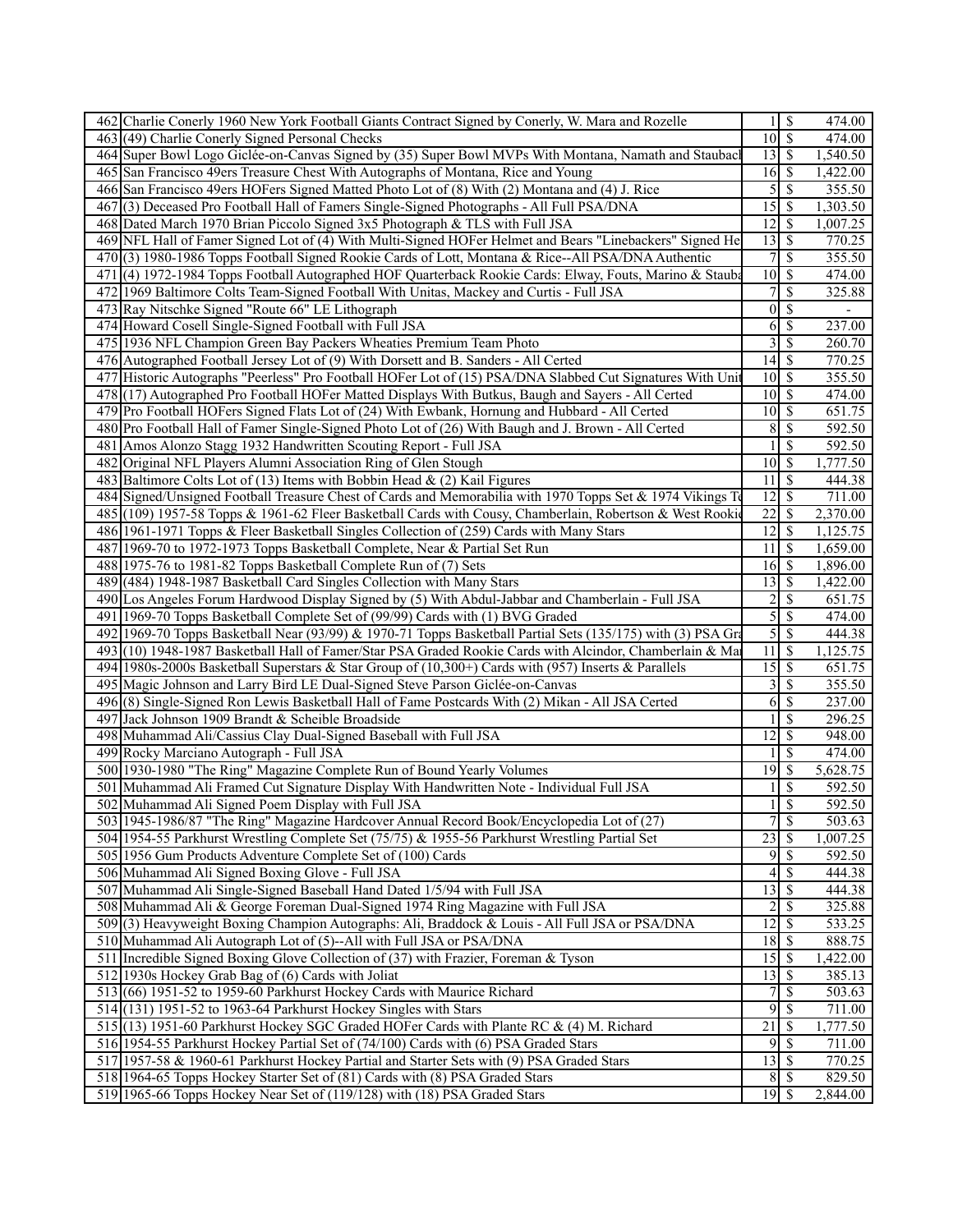| | | | | |
|---|---|---|---|---|
| 462 | Charlie Conerly 1960 New York Football Giants Contract Signed by Conerly, W. Mara and Rozelle | 1 | $ | 474.00 |
| 463 | (49) Charlie Conerly Signed Personal Checks | 10 | $ | 474.00 |
| 464 | Super Bowl Logo Giclée-on-Canvas Signed by (35) Super Bowl MVPs With Montana, Namath and Staubacl | 13 | $ | 1,540.50 |
| 465 | San Francisco 49ers Treasure Chest With Autographs of Montana, Rice and Young | 16 | $ | 1,422.00 |
| 466 | San Francisco 49ers HOFers Signed Matted Photo Lot of (8) With (2) Montana and (4) J. Rice | 5 | $ | 355.50 |
| 467 | (3) Deceased Pro Football Hall of Famers Single-Signed Photographs - All Full PSA/DNA | 15 | $ | 1,303.50 |
| 468 | Dated March 1970 Brian Piccolo Signed 3x5 Photograph & TLS with Full JSA | 12 | $ | 1,007.25 |
| 469 | NFL Hall of Famer Signed Lot of (4) With Multi-Signed HOFer Helmet and Bears "Linebackers" Signed He | 13 | $ | 770.25 |
| 470 | (3) 1980-1986 Topps Football Signed Rookie Cards of Lott, Montana & Rice--All PSA/DNA Authentic | 7 | $ | 355.50 |
| 471 | (4) 1972-1984 Topps Football Autographed HOF Quarterback Rookie Cards: Elway, Fouts, Marino & Stauba | 10 | $ | 474.00 |
| 472 | 1969 Baltimore Colts Team-Signed Football With Unitas, Mackey and Curtis - Full JSA | 7 | $ | 325.88 |
| 473 | Ray Nitschke Signed "Route 66" LE Lithograph | 0 | $ | - |
| 474 | Howard Cosell Single-Signed Football with Full JSA | 6 | $ | 237.00 |
| 475 | 1936 NFL Champion Green Bay Packers Wheaties Premium Team Photo | 3 | $ | 260.70 |
| 476 | Autographed Football Jersey Lot of (9) With Dorsett and B. Sanders - All Certed | 14 | $ | 770.25 |
| 477 | Historic Autographs "Peerless" Pro Football HOFer Lot of (15) PSA/DNA Slabbed Cut Signatures With Unit | 10 | $ | 355.50 |
| 478 | (17) Autographed Pro Football HOFer Matted Displays With Butkus, Baugh and Sayers - All Certed | 10 | $ | 474.00 |
| 479 | Pro Football HOFers Signed Flats Lot of (24) With Ewbank, Hornung and Hubbard - All Certed | 10 | $ | 651.75 |
| 480 | Pro Football Hall of Famer Single-Signed Photo Lot of (26) With Baugh and J. Brown - All Certed | 8 | $ | 592.50 |
| 481 | Amos Alonzo Stagg 1932 Handwritten Scouting Report - Full JSA | 1 | $ | 592.50 |
| 482 | Original NFL Players Alumni Association Ring of Glen Stough | 10 | $ | 1,777.50 |
| 483 | Baltimore Colts Lot of (13) Items with Bobbin Head & (2) Kail Figures | 11 | $ | 444.38 |
| 484 | Signed/Unsigned Football Treasure Chest of Cards and Memorabilia with 1970 Topps Set & 1974 Vikings Te | 12 | $ | 711.00 |
| 485 | (109) 1957-58 Topps & 1961-62 Fleer Basketball Cards with Cousy, Chamberlain, Robertson & West Rookie | 22 | $ | 2,370.00 |
| 486 | 1961-1971 Topps & Fleer Basketball Singles Collection of (259) Cards with Many Stars | 12 | $ | 1,125.75 |
| 487 | 1969-70 to 1972-1973 Topps Basketball Complete, Near & Partial Set Run | 11 | $ | 1,659.00 |
| 488 | 1975-76 to 1981-82 Topps Basketball Complete Run of (7) Sets | 16 | $ | 1,896.00 |
| 489 | (484) 1948-1987 Basketball Card Singles Collection with Many Stars | 13 | $ | 1,422.00 |
| 490 | Los Angeles Forum Hardwood Display Signed by (5) With Abdul-Jabbar and Chamberlain - Full JSA | 2 | $ | 651.75 |
| 491 | 1969-70 Topps Basketball Complete Set of (99/99) Cards with (1) BVG Graded | 5 | $ | 474.00 |
| 492 | 1969-70 Topps Basketball Near (93/99) & 1970-71 Topps Basketball Partial Sets (135/175) with (3) PSA Gra | 5 | $ | 444.38 |
| 493 | (10) 1948-1987 Basketball Hall of Famer/Star PSA Graded Rookie Cards with Alcindor, Chamberlain & Ma | 11 | $ | 1,125.75 |
| 494 | 1980s-2000s Basketball Superstars & Star Group of (10,300+) Cards with (957) Inserts & Parallels | 15 | $ | 651.75 |
| 495 | Magic Johnson and Larry Bird LE Dual-Signed Steve Parson Giclée-on-Canvas | 3 | $ | 355.50 |
| 496 | (8) Single-Signed Ron Lewis Basketball Hall of Fame Postcards With (2) Mikan - All JSA Certed | 6 | $ | 237.00 |
| 497 | Jack Johnson 1909 Brandt & Scheible Broadside | 1 | $ | 296.25 |
| 498 | Muhammad Ali/Cassius Clay Dual-Signed Baseball with Full JSA | 12 | $ | 948.00 |
| 499 | Rocky Marciano Autograph - Full JSA | 1 | $ | 474.00 |
| 500 | 1930-1980 "The Ring" Magazine Complete Run of Bound Yearly Volumes | 19 | $ | 5,628.75 |
| 501 | Muhammad Ali Framed Cut Signature Display With Handwritten Note - Individual Full JSA | 1 | $ | 592.50 |
| 502 | Muhammad Ali Signed Poem Display with Full JSA | 1 | $ | 592.50 |
| 503 | 1945-1986/87 "The Ring" Magazine Hardcover Annual Record Book/Encyclopedia Lot of (27) | 7 | $ | 503.63 |
| 504 | 1954-55 Parkhurst Wrestling Complete Set (75/75) & 1955-56 Parkhurst Wrestling Partial Set | 23 | $ | 1,007.25 |
| 505 | 1956 Gum Products Adventure Complete Set of (100) Cards | 9 | $ | 592.50 |
| 506 | Muhammad Ali Signed Boxing Glove - Full JSA | 4 | $ | 444.38 |
| 507 | Muhammad Ali Single-Signed Baseball Hand Dated 1/5/94 with Full JSA | 13 | $ | 444.38 |
| 508 | Muhammad Ali & George Foreman Dual-Signed 1974 Ring Magazine with Full JSA | 2 | $ | 325.88 |
| 509 | (3) Heavyweight Boxing Champion Autographs: Ali, Braddock & Louis - All Full JSA or PSA/DNA | 12 | $ | 533.25 |
| 510 | Muhammad Ali Autograph Lot of (5)--All with Full JSA or PSA/DNA | 18 | $ | 888.75 |
| 511 | Incredible Signed Boxing Glove Collection of (37) with Frazier, Foreman & Tyson | 15 | $ | 1,422.00 |
| 512 | 1930s Hockey Grab Bag of (6) Cards with Joliat | 13 | $ | 385.13 |
| 513 | (66) 1951-52 to 1959-60 Parkhurst Hockey Cards with Maurice Richard | 7 | $ | 503.63 |
| 514 | (131) 1951-52 to 1963-64 Parkhurst Hockey Singles with Stars | 9 | $ | 711.00 |
| 515 | (13) 1951-60 Parkhurst Hockey SGC Graded HOFer Cards with Plante RC & (4) M. Richard | 21 | $ | 1,777.50 |
| 516 | 1954-55 Parkhurst Hockey Partial Set of (74/100) Cards with (6) PSA Graded Stars | 9 | $ | 711.00 |
| 517 | 1957-58 & 1960-61 Parkhurst Hockey Partial and Starter Sets with (9) PSA Graded Stars | 13 | $ | 770.25 |
| 518 | 1964-65 Topps Hockey Starter Set of (81) Cards with (8) PSA Graded Stars | 8 | $ | 829.50 |
| 519 | 1965-66 Topps Hockey Near Set of (119/128) with (18) PSA Graded Stars | 19 | $ | 2,844.00 |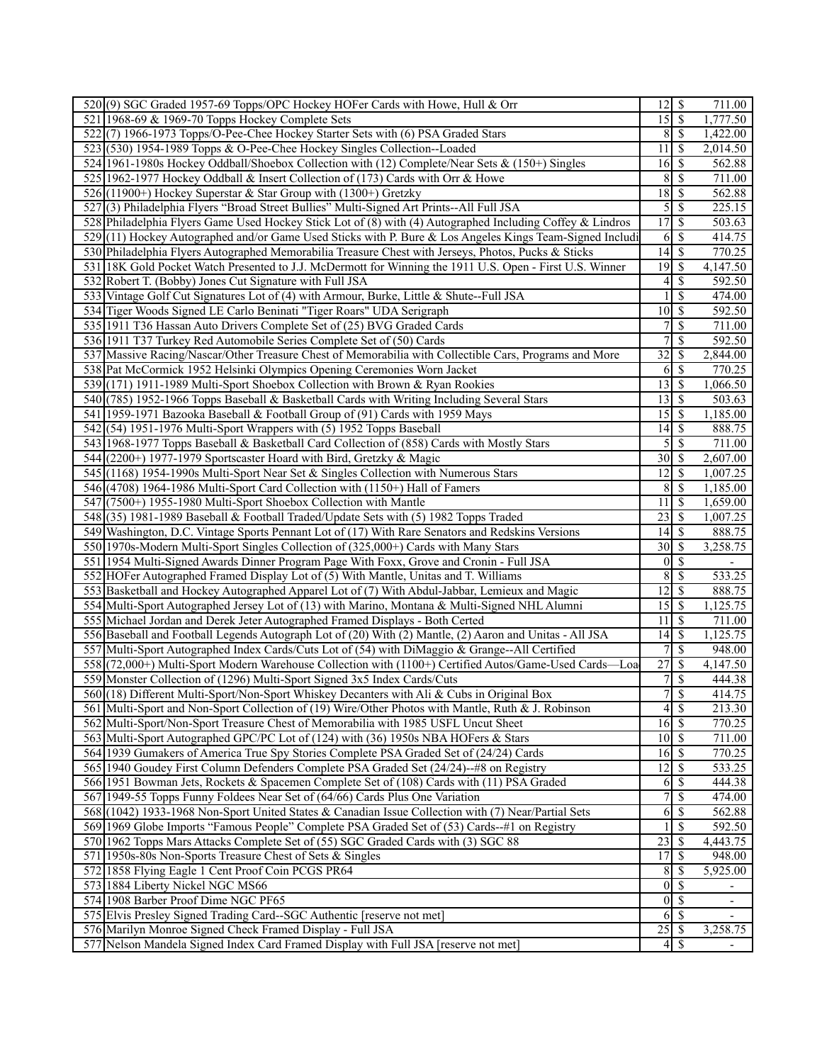| | | | | |
|---|---|---|---|---|
| 520 | (9) SGC Graded 1957-69 Topps/OPC Hockey HOFer Cards with Howe, Hull & Orr | 12 | $ | 711.00 |
| 521 | 1968-69 & 1969-70 Topps Hockey Complete Sets | 15 | $ | 1,777.50 |
| 522 | (7) 1966-1973 Topps/O-Pee-Chee Hockey Starter Sets with (6) PSA Graded Stars | 8 | $ | 1,422.00 |
| 523 | (530) 1954-1989 Topps & O-Pee-Chee Hockey Singles Collection--Loaded | 11 | $ | 2,014.50 |
| 524 | 1961-1980s Hockey Oddball/Shoebox Collection with (12) Complete/Near Sets & (150+) Singles | 16 | $ | 562.88 |
| 525 | 1962-1977 Hockey Oddball & Insert Collection of (173) Cards with Orr & Howe | 8 | $ | 711.00 |
| 526 | (11900+) Hockey Superstar & Star Group with (1300+) Gretzky | 18 | $ | 562.88 |
| 527 | (3) Philadelphia Flyers "Broad Street Bullies" Multi-Signed Art Prints--All Full JSA | 5 | $ | 225.15 |
| 528 | Philadelphia Flyers Game Used Hockey Stick Lot of (8) with (4) Autographed Including Coffey & Lindros | 17 | $ | 503.63 |
| 529 | (11) Hockey Autographed and/or Game Used Sticks with P. Bure & Los Angeles Kings Team-Signed Includi | 6 | $ | 414.75 |
| 530 | Philadelphia Flyers Autographed Memorabilia Treasure Chest with Jerseys, Photos, Pucks & Sticks | 14 | $ | 770.25 |
| 531 | 18K Gold Pocket Watch Presented to J.J. McDermott for Winning the 1911 U.S. Open - First U.S. Winner | 19 | $ | 4,147.50 |
| 532 | Robert T. (Bobby) Jones Cut Signature with Full JSA | 4 | $ | 592.50 |
| 533 | Vintage Golf Cut Signatures Lot of (4) with Armour, Burke, Little & Shute--Full JSA | 1 | $ | 474.00 |
| 534 | Tiger Woods Signed LE Carlo Beninati "Tiger Roars" UDA Serigraph | 10 | $ | 592.50 |
| 535 | 1911 T36 Hassan Auto Drivers Complete Set of (25) BVG Graded Cards | 7 | $ | 711.00 |
| 536 | 1911 T37 Turkey Red Automobile Series Complete Set of (50) Cards | 7 | $ | 592.50 |
| 537 | Massive Racing/Nascar/Other Treasure Chest of Memorabilia with Collectible Cars, Programs and More | 32 | $ | 2,844.00 |
| 538 | Pat McCormick 1952 Helsinki Olympics Opening Ceremonies Worn Jacket | 6 | $ | 770.25 |
| 539 | (171) 1911-1989 Multi-Sport Shoebox Collection with Brown & Ryan Rookies | 13 | $ | 1,066.50 |
| 540 | (785) 1952-1966 Topps Baseball & Basketball Cards with Writing Including Several Stars | 13 | $ | 503.63 |
| 541 | 1959-1971 Bazooka Baseball & Football Group of (91) Cards with 1959 Mays | 15 | $ | 1,185.00 |
| 542 | (54) 1951-1976 Multi-Sport Wrappers with (5) 1952 Topps Baseball | 14 | $ | 888.75 |
| 543 | 1968-1977 Topps Baseball & Basketball Card Collection of (858) Cards with Mostly Stars | 5 | $ | 711.00 |
| 544 | (2200+) 1977-1979 Sportscaster Hoard with Bird, Gretzky & Magic | 30 | $ | 2,607.00 |
| 545 | (1168) 1954-1990s Multi-Sport Near Set & Singles Collection with Numerous Stars | 12 | $ | 1,007.25 |
| 546 | (4708) 1964-1986 Multi-Sport Card Collection with (1150+) Hall of Famers | 8 | $ | 1,185.00 |
| 547 | (7500+) 1955-1980 Multi-Sport Shoebox Collection with Mantle | 11 | $ | 1,659.00 |
| 548 | (35) 1981-1989 Baseball & Football Traded/Update Sets with (5) 1982 Topps Traded | 23 | $ | 1,007.25 |
| 549 | Washington, D.C. Vintage Sports Pennant Lot of (17) With Rare Senators and Redskins Versions | 14 | $ | 888.75 |
| 550 | 1970s-Modern Multi-Sport Singles Collection of (325,000+) Cards with Many Stars | 30 | $ | 3,258.75 |
| 551 | 1954 Multi-Signed Awards Dinner Program Page With Foxx, Grove and Cronin - Full JSA | 0 | $ | - |
| 552 | HOFer Autographed Framed Display Lot of (5) With Mantle, Unitas and T. Williams | 8 | $ | 533.25 |
| 553 | Basketball and Hockey Autographed Apparel Lot of (7) With Abdul-Jabbar, Lemieux and Magic | 12 | $ | 888.75 |
| 554 | Multi-Sport Autographed Jersey Lot of (13) with Marino, Montana & Multi-Signed NHL Alumni | 15 | $ | 1,125.75 |
| 555 | Michael Jordan and Derek Jeter Autographed Framed Displays - Both Certed | 11 | $ | 711.00 |
| 556 | Baseball and Football Legends Autograph Lot of (20) With (2) Mantle, (2) Aaron and Unitas - All JSA | 14 | $ | 1,125.75 |
| 557 | Multi-Sport Autographed Index Cards/Cuts Lot of (54) with DiMaggio & Grange--All Certified | 7 | $ | 948.00 |
| 558 | (72,000+) Multi-Sport Modern Warehouse Collection with (1100+) Certified Autos/Game-Used Cards—Loa | 27 | $ | 4,147.50 |
| 559 | Monster Collection of (1296) Multi-Sport Signed 3x5 Index Cards/Cuts | 7 | $ | 444.38 |
| 560 | (18) Different Multi-Sport/Non-Sport Whiskey Decanters with Ali & Cubs in Original Box | 7 | $ | 414.75 |
| 561 | Multi-Sport and Non-Sport Collection of (19) Wire/Other Photos with Mantle, Ruth & J. Robinson | 4 | $ | 213.30 |
| 562 | Multi-Sport/Non-Sport Treasure Chest of Memorabilia with 1985 USFL Uncut Sheet | 16 | $ | 770.25 |
| 563 | Multi-Sport Autographed GPC/PC Lot of (124) with (36) 1950s NBA HOFers & Stars | 10 | $ | 711.00 |
| 564 | 1939 Gumakers of America True Spy Stories Complete PSA Graded Set of (24/24) Cards | 16 | $ | 770.25 |
| 565 | 1940 Goudey First Column Defenders Complete PSA Graded Set (24/24)--#8 on Registry | 12 | $ | 533.25 |
| 566 | 1951 Bowman Jets, Rockets & Spacemen Complete Set of (108) Cards with (11) PSA Graded | 6 | $ | 444.38 |
| 567 | 1949-55 Topps Funny Foldees Near Set of (64/66) Cards Plus One Variation | 7 | $ | 474.00 |
| 568 | (1042) 1933-1968 Non-Sport United States & Canadian Issue Collection with (7) Near/Partial Sets | 6 | $ | 562.88 |
| 569 | 1969 Globe Imports "Famous People" Complete PSA Graded Set of (53) Cards--#1 on Registry | 1 | $ | 592.50 |
| 570 | 1962 Topps Mars Attacks Complete Set of (55) SGC Graded Cards with (3) SGC 88 | 23 | $ | 4,443.75 |
| 571 | 1950s-80s Non-Sports Treasure Chest of Sets & Singles | 17 | $ | 948.00 |
| 572 | 1858 Flying Eagle 1 Cent Proof Coin PCGS PR64 | 8 | $ | 5,925.00 |
| 573 | 1884 Liberty Nickel NGC MS66 | 0 | $ | - |
| 574 | 1908 Barber Proof Dime NGC PF65 | 0 | $ | - |
| 575 | Elvis Presley Signed Trading Card--SGC Authentic [reserve not met] | 6 | $ | - |
| 576 | Marilyn Monroe Signed Check Framed Display - Full JSA | 25 | $ | 3,258.75 |
| 577 | Nelson Mandela Signed Index Card Framed Display with Full JSA [reserve not met] | 4 | $ | - |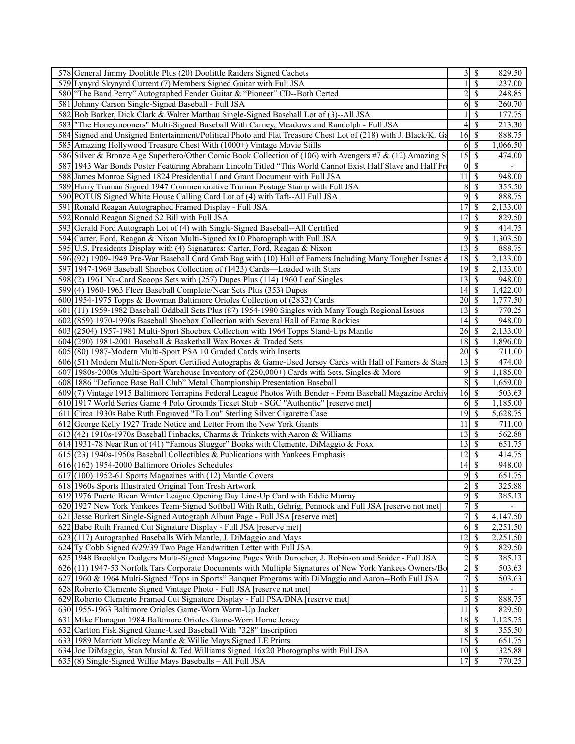| | | | | |
|---|---|---|---|---|
| 578 | General Jimmy Doolittle Plus (20) Doolittle Raiders Signed Cachets | 3 | $ | 829.50 |
| 579 | Lynyrd Skynyrd Current (7) Members Signed Guitar with Full JSA | 1 | $ | 237.00 |
| 580 | "The Band Perry" Autographed Fender Guitar & "Pioneer" CD--Both Certed | 2 | $ | 248.85 |
| 581 | Johnny Carson Single-Signed Baseball - Full JSA | 6 | $ | 260.70 |
| 582 | Bob Barker, Dick Clark & Walter Matthau Single-Signed Baseball Lot of (3)--All JSA | 1 | $ | 177.75 |
| 583 | "The Honeymooners" Multi-Signed Baseball With Carney, Meadows and Randolph - Full JSA | 4 | $ | 213.30 |
| 584 | Signed and Unsigned Entertainment/Political Photo and Flat Treasure Chest Lot of (218) with J. Black/K. Ga | 16 | $ | 888.75 |
| 585 | Amazing Hollywood Treasure Chest With (1000+) Vintage Movie Stills | 6 | $ | 1,066.50 |
| 586 | Silver & Bronze Age Superhero/Other Comic Book Collection of (106) with Avengers #7 & (12) Amazing Sp | 15 | $ | 474.00 |
| 587 | 1943 War Bonds Poster Featuring Abraham Lincoln Titled "This World Cannot Exist Half Slave and Half Fre | 0 | $ | - |
| 588 | James Monroe Signed 1824 Presidential Land Grant Document with Full JSA | 11 | $ | 948.00 |
| 589 | Harry Truman Signed 1947 Commemorative Truman Postage Stamp with Full JSA | 8 | $ | 355.50 |
| 590 | POTUS Signed White House Calling Card Lot of (4) with Taft--All Full JSA | 9 | $ | 888.75 |
| 591 | Ronald Reagan Autographed Framed Display - Full JSA | 17 | $ | 2,133.00 |
| 592 | Ronald Reagan Signed $2 Bill with Full JSA | 17 | $ | 829.50 |
| 593 | Gerald Ford Autograph Lot of (4) with Single-Signed Baseball--All Certified | 9 | $ | 414.75 |
| 594 | Carter, Ford, Reagan & Nixon Multi-Signed 8x10 Photograph with Full JSA | 9 | $ | 1,303.50 |
| 595 | U.S. Presidents Display with (4) Signatures: Carter, Ford, Reagan & Nixon | 13 | $ | 888.75 |
| 596 | (92) 1909-1949 Pre-War Baseball Card Grab Bag with (10) Hall of Famers Including Many Tougher Issues & | 18 | $ | 2,133.00 |
| 597 | 1947-1969 Baseball Shoebox Collection of (1423) Cards—Loaded with Stars | 19 | $ | 2,133.00 |
| 598 | (2) 1961 Nu-Card Scoops Sets with (257) Dupes Plus (114) 1960 Leaf Singles | 13 | $ | 948.00 |
| 599 | (4) 1960-1963 Fleer Baseball Complete/Near Sets Plus (353) Dupes | 14 | $ | 1,422.00 |
| 600 | 1954-1975 Topps & Bowman Baltimore Orioles Collection of (2832) Cards | 20 | $ | 1,777.50 |
| 601 | (11) 1959-1982 Baseball Oddball Sets Plus (87) 1954-1980 Singles with Many Tough Regional Issues | 13 | $ | 770.25 |
| 602 | (859) 1970-1990s Baseball Shoebox Collection with Several Hall of Fame Rookies | 14 | $ | 948.00 |
| 603 | (2504) 1957-1981 Multi-Sport Shoebox Collection with 1964 Topps Stand-Ups Mantle | 26 | $ | 2,133.00 |
| 604 | (290) 1981-2001 Baseball & Basketball Wax Boxes & Traded Sets | 18 | $ | 1,896.00 |
| 605 | (80) 1987-Modern Multi-Sport PSA 10 Graded Cards with Inserts | 20 | $ | 711.00 |
| 606 | (51) Modern Multi/Non-Sport Certified Autographs & Game-Used Jersey Cards with Hall of Famers & Stars | 13 | $ | 474.00 |
| 607 | 1980s-2000s Multi-Sport Warehouse Inventory of (250,000+) Cards with Sets, Singles & More | 9 | $ | 1,185.00 |
| 608 | 1886 "Defiance Base Ball Club" Metal Championship Presentation Baseball | 8 | $ | 1,659.00 |
| 609 | (7) Vintage 1915 Baltimore Terrapins Federal League Photos With Bender - From Baseball Magazine Archiv | 16 | $ | 503.63 |
| 610 | 1917 World Series Game 4 Polo Grounds Ticket Stub - SGC "Authentic" [reserve met] | 6 | $ | 1,185.00 |
| 611 | Circa 1930s Babe Ruth Engraved "To Lou" Sterling Silver Cigarette Case | 19 | $ | 5,628.75 |
| 612 | George Kelly 1927 Trade Notice and Letter From the New York Giants | 11 | $ | 711.00 |
| 613 | (42) 1910s-1970s Baseball Pinbacks, Charms & Trinkets with Aaron & Williams | 13 | $ | 562.88 |
| 614 | 1931-78 Near Run of (41) "Famous Slugger" Books with Clemente, DiMaggio & Foxx | 13 | $ | 651.75 |
| 615 | (23) 1940s-1950s Baseball Collectibles & Publications with Yankees Emphasis | 12 | $ | 414.75 |
| 616 | (162) 1954-2000 Baltimore Orioles Schedules | 14 | $ | 948.00 |
| 617 | (100) 1952-61 Sports Magazines with (12) Mantle Covers | 9 | $ | 651.75 |
| 618 | 1960s Sports Illustrated Original Tom Tresh Artwork | 2 | $ | 325.88 |
| 619 | 1976 Puerto Rican Winter League Opening Day Line-Up Card with Eddie Murray | 9 | $ | 385.13 |
| 620 | 1927 New York Yankees Team-Signed Softball With Ruth, Gehrig, Pennock and Full JSA [reserve not met] | 7 | $ | - |
| 621 | Jesse Burkett Single-Signed Autograph Album Page - Full JSA [reserve met] | 7 | $ | 4,147.50 |
| 622 | Babe Ruth Framed Cut Signature Display - Full JSA [reserve met] | 6 | $ | 2,251.50 |
| 623 | (117) Autographed Baseballs With Mantle, J. DiMaggio and Mays | 12 | $ | 2,251.50 |
| 624 | Ty Cobb Signed 6/29/39 Two Page Handwritten Letter with Full JSA | 9 | $ | 829.50 |
| 625 | 1948 Brooklyn Dodgers Multi-Signed Magazine Pages With Durocher, J. Robinson and Snider - Full JSA | 2 | $ | 385.13 |
| 626 | (11) 1947-53 Norfolk Tars Corporate Documents with Multiple Signatures of New York Yankees Owners/Bo | 2 | $ | 503.63 |
| 627 | 1960 & 1964 Multi-Signed "Tops in Sports" Banquet Programs with DiMaggio and Aaron--Both Full JSA | 7 | $ | 503.63 |
| 628 | Roberto Clemente Signed Vintage Photo - Full JSA [reserve not met] | 11 | $ | - |
| 629 | Roberto Clemente Framed Cut Signature Display - Full PSA/DNA [reserve met] | 5 | $ | 888.75 |
| 630 | 1955-1963 Baltimore Orioles Game-Worn Warm-Up Jacket | 11 | $ | 829.50 |
| 631 | Mike Flanagan 1984 Baltimore Orioles Game-Worn Home Jersey | 18 | $ | 1,125.75 |
| 632 | Carlton Fisk Signed Game-Used Baseball With "328" Inscription | 8 | $ | 355.50 |
| 633 | 1989 Marriott Mickey Mantle & Willie Mays Signed LE Prints | 15 | $ | 651.75 |
| 634 | Joe DiMaggio, Stan Musial & Ted Williams Signed 16x20 Photographs with Full JSA | 10 | $ | 325.88 |
| 635 | (8) Single-Signed Willie Mays Baseballs – All Full JSA | 17 | $ | 770.25 |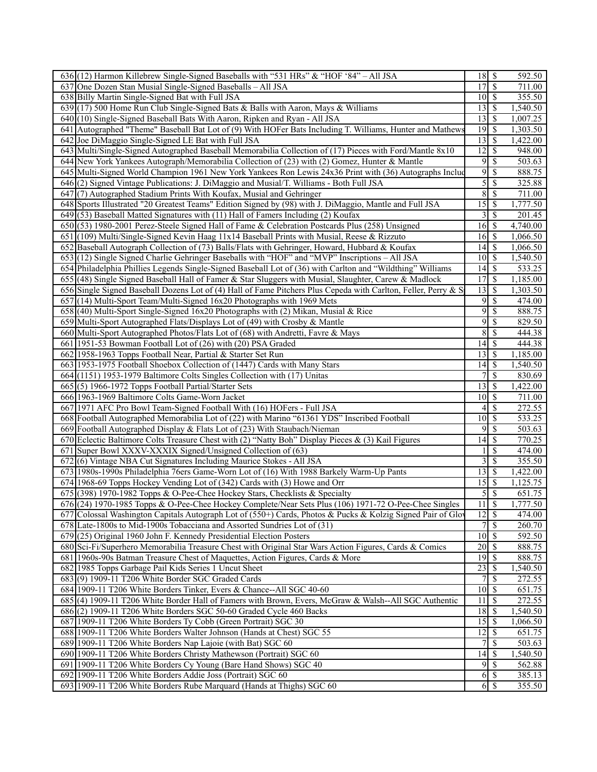| | | | | |
|---|---|---|---|---|
| 636 | (12) Harmon Killebrew Single-Signed Baseballs with "531 HRs" & "HOF '84" – All JSA | 18 | $ | 592.50 |
| 637 | One Dozen Stan Musial Single-Signed Baseballs – All JSA | 17 | $ | 711.00 |
| 638 | Billy Martin Single-Signed Bat with Full JSA | 10 | $ | 355.50 |
| 639 | (17) 500 Home Run Club Single-Signed Bats & Balls with Aaron, Mays & Williams | 13 | $ | 1,540.50 |
| 640 | (10) Single-Signed Baseball Bats With Aaron, Ripken and Ryan - All JSA | 13 | $ | 1,007.25 |
| 641 | Autographed "Theme" Baseball Bat Lot of (9) With HOFer Bats Including T. Williams, Hunter and Mathews | 19 | $ | 1,303.50 |
| 642 | Joe DiMaggio Single-Signed LE Bat with Full JSA | 13 | $ | 1,422.00 |
| 643 | Multi/Single-Signed Autographed Baseball Memorabilia Collection of (17) Pieces with Ford/Mantle 8x10 | 12 | $ | 948.00 |
| 644 | New York Yankees Autograph/Memorabilia Collection of (23) with (2) Gomez, Hunter & Mantle | 9 | $ | 503.63 |
| 645 | Multi-Signed World Champion 1961 New York Yankees Ron Lewis 24x36 Print with (36) Autographs Includ | 9 | $ | 888.75 |
| 646 | (2) Signed Vintage Publications: J. DiMaggio and Musial/T. Williams - Both Full JSA | 5 | $ | 325.88 |
| 647 | (7) Autographed Stadium Prints With Koufax, Musial and Gehringer | 8 | $ | 711.00 |
| 648 | Sports Illustrated "20 Greatest Teams" Edition Signed by (98) with J. DiMaggio, Mantle and Full JSA | 15 | $ | 1,777.50 |
| 649 | (53) Baseball Matted Signatures with (11) Hall of Famers Including (2) Koufax | 3 | $ | 201.45 |
| 650 | (53) 1980-2001 Perez-Steele Signed Hall of Fame & Celebration Postcards Plus (258) Unsigned | 16 | $ | 4,740.00 |
| 651 | (109) Multi/Single-Signed Kevin Haag 11x14 Baseball Prints with Musial, Reese & Rizzuto | 16 | $ | 1,066.50 |
| 652 | Baseball Autograph Collection of (73) Balls/Flats with Gehringer, Howard, Hubbard & Koufax | 14 | $ | 1,066.50 |
| 653 | (12) Single Signed Charlie Gehringer Baseballs with "HOF" and "MVP" Inscriptions – All JSA | 10 | $ | 1,540.50 |
| 654 | Philadelphia Phillies Legends Single-Signed Baseball Lot of (36) with Carlton and "Wildthing" Williams | 14 | $ | 533.25 |
| 655 | (48) Single Signed Baseball Hall of Famer & Star Sluggers with Musial, Slaughter, Carew & Madlock | 17 | $ | 1,185.00 |
| 656 | Single Signed Baseball Dozens Lot of (4) Hall of Fame Pitchers Plus Cepeda with Carlton, Feller, Perry & S | 13 | $ | 1,303.50 |
| 657 | (14) Multi-Sport Team/Multi-Signed 16x20 Photographs with 1969 Mets | 9 | $ | 474.00 |
| 658 | (40) Multi-Sport Single-Signed 16x20 Photographs with (2) Mikan, Musial & Rice | 9 | $ | 888.75 |
| 659 | Multi-Sport Autographed Flats/Displays Lot of (49) with Crosby & Mantle | 9 | $ | 829.50 |
| 660 | Multi-Sport Autographed Photos/Flats Lot of (68) with Andretti, Favre & Mays | 8 | $ | 444.38 |
| 661 | 1951-53 Bowman Football Lot of (26) with (20) PSA Graded | 14 | $ | 444.38 |
| 662 | 1958-1963 Topps Football Near, Partial & Starter Set Run | 13 | $ | 1,185.00 |
| 663 | 1953-1975 Football Shoebox Collection of (1447) Cards with Many Stars | 14 | $ | 1,540.50 |
| 664 | (1151) 1953-1979 Baltimore Colts Singles Collection with (17) Unitas | 7 | $ | 830.69 |
| 665 | (5) 1966-1972 Topps Football Partial/Starter Sets | 13 | $ | 1,422.00 |
| 666 | 1963-1969 Baltimore Colts Game-Worn Jacket | 10 | $ | 711.00 |
| 667 | 1971 AFC Pro Bowl Team-Signed Football With (16) HOFers - Full JSA | 4 | $ | 272.55 |
| 668 | Football Autographed Memorabilia Lot of (22) with Marino "61361 YDS" Inscribed Football | 10 | $ | 533.25 |
| 669 | Football Autographed Display & Flats Lot of (23) With Staubach/Nieman | 9 | $ | 503.63 |
| 670 | Eclectic Baltimore Colts Treasure Chest with (2) "Natty Boh" Display Pieces & (3) Kail Figures | 14 | $ | 770.25 |
| 671 | Super Bowl XXXV-XXXIX Signed/Unsigned Collection of (63) | 1 | $ | 474.00 |
| 672 | (6) Vintage NBA Cut Signatures Including Maurice Stokes - All JSA | 3 | $ | 355.50 |
| 673 | 1980s-1990s Philadelphia 76ers Game-Worn Lot of (16) With 1988 Barkely Warm-Up Pants | 13 | $ | 1,422.00 |
| 674 | 1968-69 Topps Hockey Vending Lot of (342) Cards with (3) Howe and Orr | 15 | $ | 1,125.75 |
| 675 | (398) 1970-1982 Topps & O-Pee-Chee Hockey Stars, Checklists & Specialty | 5 | $ | 651.75 |
| 676 | (24) 1970-1985 Topps & O-Pee-Chee Hockey Complete/Near Sets Plus (106) 1971-72 O-Pee-Chee Singles | 11 | $ | 1,777.50 |
| 677 | Colossal Washington Capitals Autograph Lot of (550+) Cards, Photos & Pucks & Kolzig Signed Pair of Glov | 12 | $ | 474.00 |
| 678 | Late-1800s to Mid-1900s Tobacciana and Assorted Sundries Lot of (31) | 7 | $ | 260.70 |
| 679 | (25) Original 1960 John F. Kennedy Presidential Election Posters | 10 | $ | 592.50 |
| 680 | Sci-Fi/Superhero Memorabilia Treasure Chest with Original Star Wars Action Figures, Cards & Comics | 20 | $ | 888.75 |
| 681 | 1960s-90s Batman Treasure Chest of Maquettes, Action Figures, Cards & More | 19 | $ | 888.75 |
| 682 | 1985 Topps Garbage Pail Kids Series 1 Uncut Sheet | 23 | $ | 1,540.50 |
| 683 | (9) 1909-11 T206 White Border SGC Graded Cards | 7 | $ | 272.55 |
| 684 | 1909-11 T206 White Borders Tinker, Evers & Chance--All SGC 40-60 | 10 | $ | 651.75 |
| 685 | (4) 1909-11 T206 White Border Hall of Famers with Brown, Evers, McGraw & Walsh--All SGC Authentic | 11 | $ | 272.55 |
| 686 | (2) 1909-11 T206 White Borders SGC 50-60 Graded Cycle 460 Backs | 18 | $ | 1,540.50 |
| 687 | 1909-11 T206 White Borders Ty Cobb (Green Portrait) SGC 30 | 15 | $ | 1,066.50 |
| 688 | 1909-11 T206 White Borders Walter Johnson (Hands at Chest) SGC 55 | 12 | $ | 651.75 |
| 689 | 1909-11 T206 White Borders Nap Lajoie (with Bat) SGC 60 | 7 | $ | 503.63 |
| 690 | 1909-11 T206 White Borders Christy Mathewson (Portrait) SGC 60 | 14 | $ | 1,540.50 |
| 691 | 1909-11 T206 White Borders Cy Young (Bare Hand Shows) SGC 40 | 9 | $ | 562.88 |
| 692 | 1909-11 T206 White Borders Addie Joss (Portrait) SGC 60 | 6 | $ | 385.13 |
| 693 | 1909-11 T206 White Borders Rube Marquard (Hands at Thighs) SGC 60 | 6 | $ | 355.50 |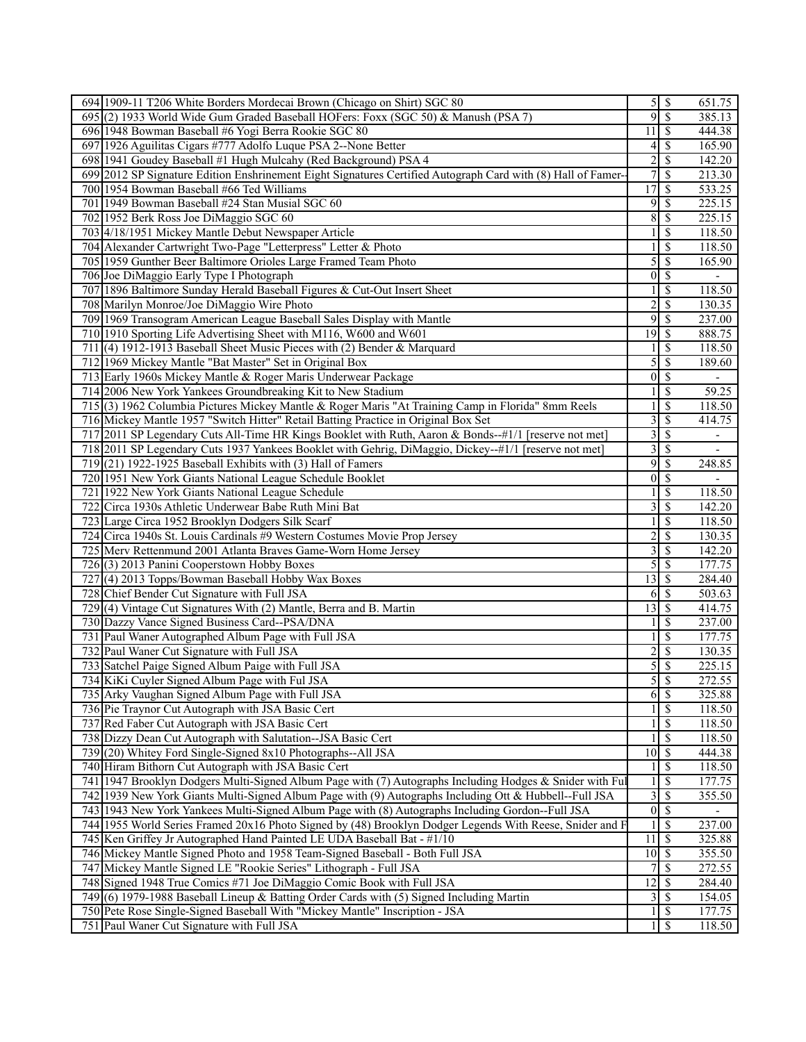| | | | | |
|---|---|---|---|---|
| 694 | 1909-11 T206 White Borders Mordecai Brown (Chicago on Shirt) SGC 80 | 5 | $ | 651.75 |
| 695 | (2) 1933 World Wide Gum Graded Baseball HOFers: Foxx (SGC 50) & Manush (PSA 7) | 9 | $ | 385.13 |
| 696 | 1948 Bowman Baseball #6 Yogi Berra Rookie SGC 80 | 11 | $ | 444.38 |
| 697 | 1926 Aguilitas Cigars #777 Adolfo Luque PSA 2--None Better | 4 | $ | 165.90 |
| 698 | 1941 Goudey Baseball #1 Hugh Mulcahy (Red Background) PSA 4 | 2 | $ | 142.20 |
| 699 | 2012 SP Signature Edition Enshrinement Eight Signatures Certified Autograph Card with (8) Hall of Famer- | 7 | $ | 213.30 |
| 700 | 1954 Bowman Baseball #66 Ted Williams | 17 | $ | 533.25 |
| 701 | 1949 Bowman Baseball #24 Stan Musial SGC 60 | 9 | $ | 225.15 |
| 702 | 1952 Berk Ross Joe DiMaggio SGC 60 | 8 | $ | 225.15 |
| 703 | 4/18/1951 Mickey Mantle Debut Newspaper Article | 1 | $ | 118.50 |
| 704 | Alexander Cartwright Two-Page "Letterpress" Letter & Photo | 1 | $ | 118.50 |
| 705 | 1959 Gunther Beer Baltimore Orioles Large Framed Team Photo | 5 | $ | 165.90 |
| 706 | Joe DiMaggio Early Type I Photograph | 0 | $ | - |
| 707 | 1896 Baltimore Sunday Herald Baseball Figures & Cut-Out Insert Sheet | 1 | $ | 118.50 |
| 708 | Marilyn Monroe/Joe DiMaggio Wire Photo | 2 | $ | 130.35 |
| 709 | 1969 Transogram American League Baseball Sales Display with Mantle | 9 | $ | 237.00 |
| 710 | 1910 Sporting Life Advertising Sheet with M116, W600 and W601 | 19 | $ | 888.75 |
| 711 | (4) 1912-1913 Baseball Sheet Music Pieces with (2) Bender & Marquard | 1 | $ | 118.50 |
| 712 | 1969 Mickey Mantle "Bat Master" Set in Original Box | 5 | $ | 189.60 |
| 713 | Early 1960s Mickey Mantle & Roger Maris Underwear Package | 0 | $ | - |
| 714 | 2006 New York Yankees Groundbreaking Kit to New Stadium | 1 | $ | 59.25 |
| 715 | (3) 1962 Columbia Pictures Mickey Mantle & Roger Maris "At Training Camp in Florida" 8mm Reels | 1 | $ | 118.50 |
| 716 | Mickey Mantle 1957 "Switch Hitter" Retail Batting Practice in Original Box Set | 3 | $ | 414.75 |
| 717 | 2011 SP Legendary Cuts All-Time HR Kings Booklet with Ruth, Aaron & Bonds--#1/1 [reserve not met] | 3 | $ | - |
| 718 | 2011 SP Legendary Cuts 1937 Yankees Booklet with Gehrig, DiMaggio, Dickey--#1/1 [reserve not met] | 3 | $ | - |
| 719 | (21) 1922-1925 Baseball Exhibits with (3) Hall of Famers | 9 | $ | 248.85 |
| 720 | 1951 New York Giants National League Schedule Booklet | 0 | $ | - |
| 721 | 1922 New York Giants National League Schedule | 1 | $ | 118.50 |
| 722 | Circa 1930s Athletic Underwear Babe Ruth Mini Bat | 3 | $ | 142.20 |
| 723 | Large Circa 1952 Brooklyn Dodgers Silk Scarf | 1 | $ | 118.50 |
| 724 | Circa 1940s St. Louis Cardinals #9 Western Costumes Movie Prop Jersey | 2 | $ | 130.35 |
| 725 | Merv Rettenmund 2001 Atlanta Braves Game-Worn Home Jersey | 3 | $ | 142.20 |
| 726 | (3) 2013 Panini Cooperstown Hobby Boxes | 5 | $ | 177.75 |
| 727 | (4) 2013 Topps/Bowman Baseball Hobby Wax Boxes | 13 | $ | 284.40 |
| 728 | Chief Bender Cut Signature with Full JSA | 6 | $ | 503.63 |
| 729 | (4) Vintage Cut Signatures With (2) Mantle, Berra and B. Martin | 13 | $ | 414.75 |
| 730 | Dazzy Vance Signed Business Card--PSA/DNA | 1 | $ | 237.00 |
| 731 | Paul Waner Autographed Album Page with Full JSA | 1 | $ | 177.75 |
| 732 | Paul Waner Cut Signature with Full JSA | 2 | $ | 130.35 |
| 733 | Satchel Paige Signed Album Paige with Full JSA | 5 | $ | 225.15 |
| 734 | KiKi Cuyler Signed Album Page with Ful JSA | 5 | $ | 272.55 |
| 735 | Arky Vaughan Signed Album Page with Full JSA | 6 | $ | 325.88 |
| 736 | Pie Traynor Cut Autograph with JSA Basic Cert | 1 | $ | 118.50 |
| 737 | Red Faber Cut Autograph with JSA Basic Cert | 1 | $ | 118.50 |
| 738 | Dizzy Dean Cut Autograph with Salutation--JSA Basic Cert | 1 | $ | 118.50 |
| 739 | (20) Whitey Ford Single-Signed 8x10 Photographs--All JSA | 10 | $ | 444.38 |
| 740 | Hiram Bithorn Cut Autograph with JSA Basic Cert | 1 | $ | 118.50 |
| 741 | 1947 Brooklyn Dodgers Multi-Signed Album Page with (7) Autographs Including Hodges & Snider with Ful | 1 | $ | 177.75 |
| 742 | 1939 New York Giants Multi-Signed Album Page with (9) Autographs Including Ott & Hubbell--Full JSA | 3 | $ | 355.50 |
| 743 | 1943 New York Yankees Multi-Signed Album Page with (8) Autographs Including Gordon--Full JSA | 0 | $ | - |
| 744 | 1955 World Series Framed 20x16 Photo Signed by (48) Brooklyn Dodger Legends With Reese, Snider and F | 1 | $ | 237.00 |
| 745 | Ken Griffey Jr Autographed Hand Painted LE UDA Baseball Bat - #1/10 | 11 | $ | 325.88 |
| 746 | Mickey Mantle Signed Photo and 1958 Team-Signed Baseball - Both Full JSA | 10 | $ | 355.50 |
| 747 | Mickey Mantle Signed LE "Rookie Series" Lithograph - Full JSA | 7 | $ | 272.55 |
| 748 | Signed 1948 True Comics #71 Joe DiMaggio Comic Book with Full JSA | 12 | $ | 284.40 |
| 749 | (6) 1979-1988 Baseball Lineup & Batting Order Cards with (5) Signed Including Martin | 3 | $ | 154.05 |
| 750 | Pete Rose Single-Signed Baseball With "Mickey Mantle" Inscription - JSA | 1 | $ | 177.75 |
| 751 | Paul Waner Cut Signature with Full JSA | 1 | $ | 118.50 |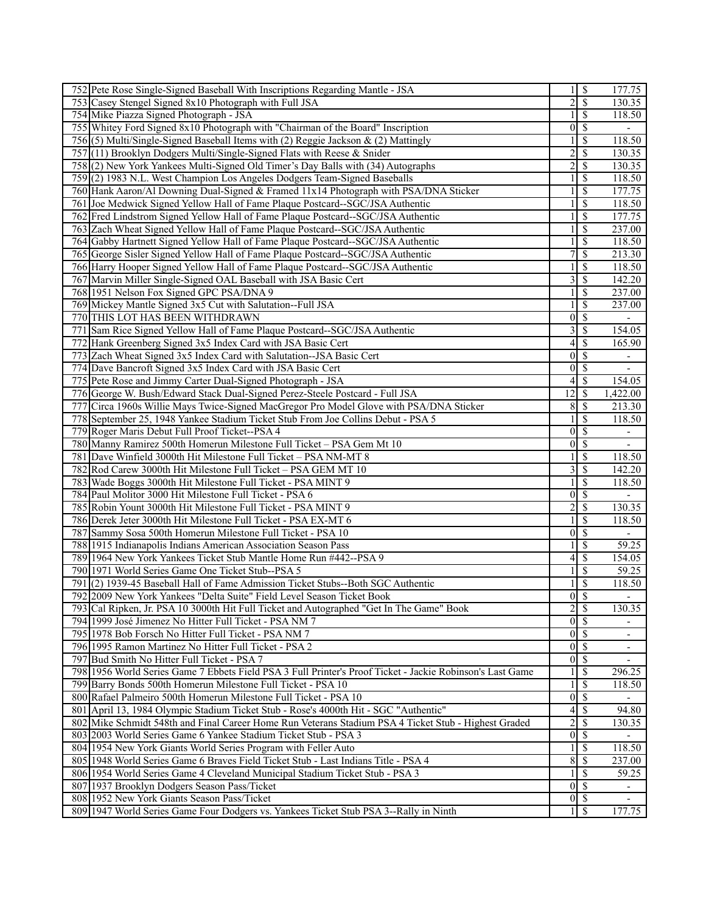| | | | | |
|---|---|---|---|---|
| 752 | Pete Rose Single-Signed Baseball With Inscriptions Regarding Mantle - JSA | 1 | $ | 177.75 |
| 753 | Casey Stengel Signed 8x10 Photograph with Full JSA | 2 | $ | 130.35 |
| 754 | Mike Piazza Signed Photograph - JSA | 1 | $ | 118.50 |
| 755 | Whitey Ford Signed 8x10 Photograph with "Chairman of the Board" Inscription | 0 | $ | - |
| 756 | (5) Multi/Single-Signed Baseball Items with (2) Reggie Jackson & (2) Mattingly | 1 | $ | 118.50 |
| 757 | (11) Brooklyn Dodgers Multi/Single-Signed Flats with Reese & Snider | 2 | $ | 130.35 |
| 758 | (2) New York Yankees Multi-Signed Old Timer's Day Balls with (34) Autographs | 2 | $ | 130.35 |
| 759 | (2) 1983 N.L. West Champion Los Angeles Dodgers Team-Signed Baseballs | 1 | $ | 118.50 |
| 760 | Hank Aaron/Al Downing Dual-Signed & Framed 11x14 Photograph with PSA/DNA Sticker | 1 | $ | 177.75 |
| 761 | Joe Medwick Signed Yellow Hall of Fame Plaque Postcard--SGC/JSA Authentic | 1 | $ | 118.50 |
| 762 | Fred Lindstrom Signed Yellow Hall of Fame Plaque Postcard--SGC/JSA Authentic | 1 | $ | 177.75 |
| 763 | Zach Wheat Signed Yellow Hall of Fame Plaque Postcard--SGC/JSA Authentic | 1 | $ | 237.00 |
| 764 | Gabby Hartnett Signed Yellow Hall of Fame Plaque Postcard--SGC/JSA Authentic | 1 | $ | 118.50 |
| 765 | George Sisler Signed Yellow Hall of Fame Plaque Postcard--SGC/JSA Authentic | 7 | $ | 213.30 |
| 766 | Harry Hooper Signed Yellow Hall of Fame Plaque Postcard--SGC/JSA Authentic | 1 | $ | 118.50 |
| 767 | Marvin Miller Single-Signed OAL Baseball with JSA Basic Cert | 3 | $ | 142.20 |
| 768 | 1951 Nelson Fox Signed GPC PSA/DNA 9 | 1 | $ | 237.00 |
| 769 | Mickey Mantle Signed 3x5 Cut with Salutation--Full JSA | 1 | $ | 237.00 |
| 770 | THIS LOT HAS BEEN WITHDRAWN | 0 | $ | - |
| 771 | Sam Rice Signed Yellow Hall of Fame Plaque Postcard--SGC/JSA Authentic | 3 | $ | 154.05 |
| 772 | Hank Greenberg Signed 3x5 Index Card with JSA Basic Cert | 4 | $ | 165.90 |
| 773 | Zach Wheat Signed 3x5 Index Card with Salutation--JSA Basic Cert | 0 | $ | - |
| 774 | Dave Bancroft Signed 3x5 Index Card with JSA Basic Cert | 0 | $ | - |
| 775 | Pete Rose and Jimmy Carter Dual-Signed Photograph - JSA | 4 | $ | 154.05 |
| 776 | George W. Bush/Edward Stack Dual-Signed Perez-Steele Postcard - Full JSA | 12 | $ | 1,422.00 |
| 777 | Circa 1960s Willie Mays Twice-Signed MacGregor Pro Model Glove with PSA/DNA Sticker | 8 | $ | 213.30 |
| 778 | September 25, 1948 Yankee Stadium Ticket Stub From Joe Collins Debut - PSA 5 | 1 | $ | 118.50 |
| 779 | Roger Maris Debut Full Proof Ticket--PSA 4 | 0 | $ | - |
| 780 | Manny Ramirez 500th Homerun Milestone Full Ticket – PSA Gem Mt 10 | 0 | $ | - |
| 781 | Dave Winfield 3000th Hit Milestone Full Ticket – PSA NM-MT 8 | 1 | $ | 118.50 |
| 782 | Rod Carew 3000th Hit Milestone Full Ticket – PSA GEM MT 10 | 3 | $ | 142.20 |
| 783 | Wade Boggs 3000th Hit Milestone Full Ticket - PSA MINT 9 | 1 | $ | 118.50 |
| 784 | Paul Molitor 3000 Hit Milestone Full Ticket - PSA 6 | 0 | $ | - |
| 785 | Robin Yount 3000th Hit Milestone Full Ticket - PSA MINT 9 | 2 | $ | 130.35 |
| 786 | Derek Jeter 3000th Hit Milestone Full Ticket - PSA EX-MT 6 | 1 | $ | 118.50 |
| 787 | Sammy Sosa 500th Homerun Milestone Full Ticket - PSA 10 | 0 | $ | - |
| 788 | 1915 Indianapolis Indians American Association Season Pass | 1 | $ | 59.25 |
| 789 | 1964 New York Yankees Ticket Stub Mantle Home Run #442--PSA 9 | 4 | $ | 154.05 |
| 790 | 1971 World Series Game One Ticket Stub--PSA 5 | 1 | $ | 59.25 |
| 791 | (2) 1939-45 Baseball Hall of Fame Admission Ticket Stubs--Both SGC Authentic | 1 | $ | 118.50 |
| 792 | 2009 New York Yankees "Delta Suite" Field Level Season Ticket Book | 0 | $ | - |
| 793 | Cal Ripken, Jr. PSA 10 3000th Hit Full Ticket and Autographed "Get In The Game" Book | 2 | $ | 130.35 |
| 794 | 1999 José Jimenez No Hitter Full Ticket - PSA NM 7 | 0 | $ | - |
| 795 | 1978 Bob Forsch No Hitter Full Ticket - PSA NM 7 | 0 | $ | - |
| 796 | 1995 Ramon Martinez No Hitter Full Ticket - PSA 2 | 0 | $ | - |
| 797 | Bud Smith No Hitter Full Ticket - PSA 7 | 0 | $ | - |
| 798 | 1956 World Series Game 7 Ebbets Field PSA 3 Full Printer's Proof Ticket - Jackie Robinson's Last Game | 1 | $ | 296.25 |
| 799 | Barry Bonds 500th Homerun Milestone Full Ticket - PSA 10 | 1 | $ | 118.50 |
| 800 | Rafael Palmeiro 500th Homerun Milestone Full Ticket - PSA 10 | 0 | $ | - |
| 801 | April 13, 1984 Olympic Stadium Ticket Stub - Rose's 4000th Hit - SGC "Authentic" | 4 | $ | 94.80 |
| 802 | Mike Schmidt 548th and Final Career Home Run Veterans Stadium PSA 4 Ticket Stub - Highest Graded | 2 | $ | 130.35 |
| 803 | 2003 World Series Game 6 Yankee Stadium Ticket Stub - PSA 3 | 0 | $ | - |
| 804 | 1954 New York Giants World Series Program with Feller Auto | 1 | $ | 118.50 |
| 805 | 1948 World Series Game 6 Braves Field Ticket Stub - Last Indians Title - PSA 4 | 8 | $ | 237.00 |
| 806 | 1954 World Series Game 4 Cleveland Municipal Stadium Ticket Stub - PSA 3 | 1 | $ | 59.25 |
| 807 | 1937 Brooklyn Dodgers Season Pass/Ticket | 0 | $ | - |
| 808 | 1952 New York Giants Season Pass/Ticket | 0 | $ | - |
| 809 | 1947 World Series Game Four Dodgers vs. Yankees Ticket Stub PSA 3--Rally in Ninth | 1 | $ | 177.75 |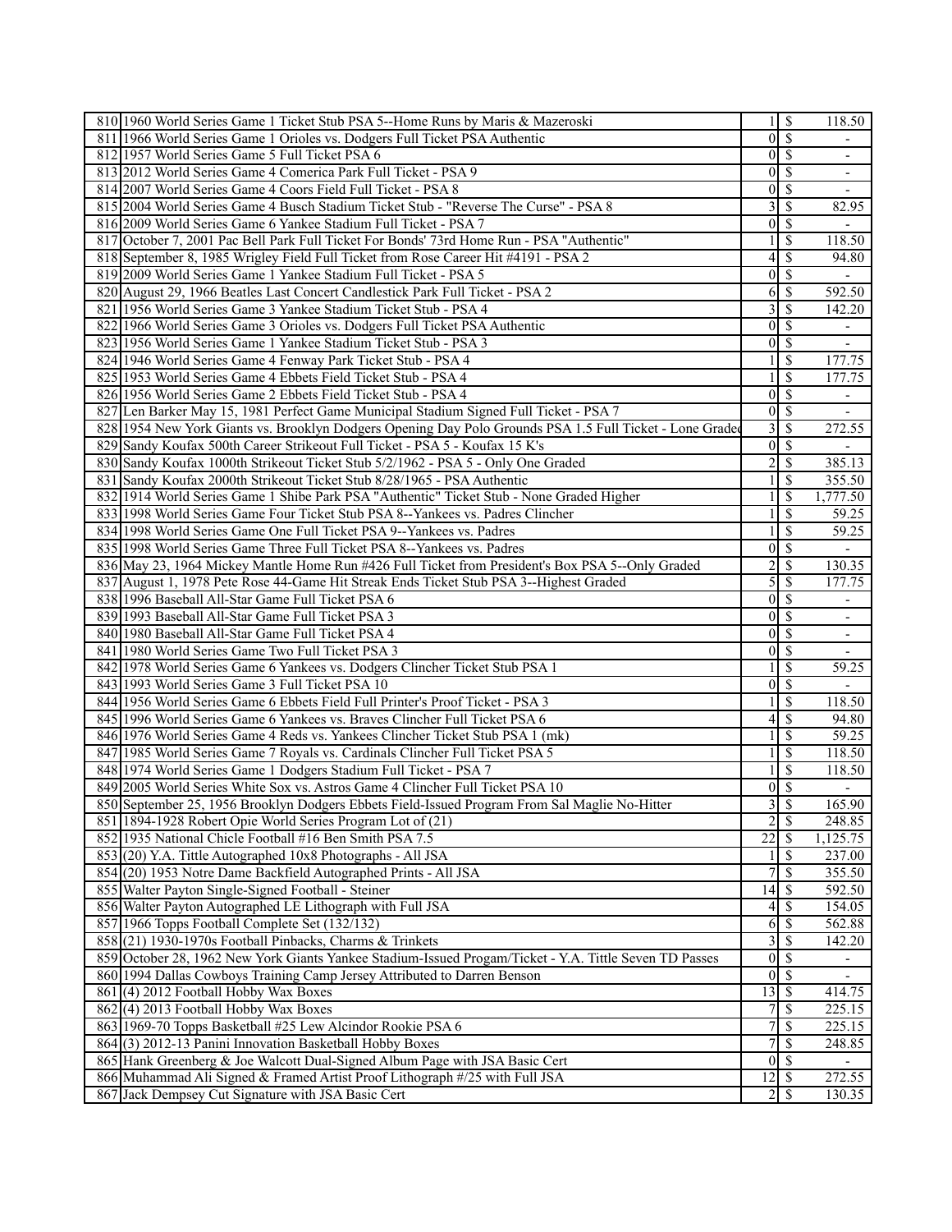| | | | | |
|---|---|---|---|---|
| 810 | 1960 World Series Game 1 Ticket Stub PSA 5--Home Runs by Maris & Mazeroski | 1 | $ | 118.50 |
| 811 | 1966 World Series Game 1 Orioles vs. Dodgers Full Ticket PSA Authentic | 0 | $ | - |
| 812 | 1957 World Series Game 5 Full Ticket PSA 6 | 0 | $ | - |
| 813 | 2012 World Series Game 4 Comerica Park Full Ticket - PSA 9 | 0 | $ | - |
| 814 | 2007 World Series Game 4 Coors Field Full Ticket - PSA 8 | 0 | $ | - |
| 815 | 2004 World Series Game 4 Busch Stadium Ticket Stub - "Reverse The Curse" - PSA 8 | 3 | $ | 82.95 |
| 816 | 2009 World Series Game 6 Yankee Stadium Full Ticket - PSA 7 | 0 | $ | - |
| 817 | October 7, 2001 Pac Bell Park Full Ticket For Bonds' 73rd Home Run - PSA "Authentic" | 1 | $ | 118.50 |
| 818 | September 8, 1985 Wrigley Field Full Ticket from Rose Career Hit #4191 - PSA 2 | 4 | $ | 94.80 |
| 819 | 2009 World Series Game 1 Yankee Stadium Full Ticket - PSA 5 | 0 | $ | - |
| 820 | August 29, 1966 Beatles Last Concert Candlestick Park Full Ticket - PSA 2 | 6 | $ | 592.50 |
| 821 | 1956 World Series Game 3 Yankee Stadium Ticket Stub - PSA 4 | 3 | $ | 142.20 |
| 822 | 1966 World Series Game 3 Orioles vs. Dodgers Full Ticket PSA Authentic | 0 | $ | - |
| 823 | 1956 World Series Game 1 Yankee Stadium Ticket Stub - PSA 3 | 0 | $ | - |
| 824 | 1946 World Series Game 4 Fenway Park Ticket Stub - PSA 4 | 1 | $ | 177.75 |
| 825 | 1953 World Series Game 4 Ebbets Field Ticket Stub - PSA 4 | 1 | $ | 177.75 |
| 826 | 1956 World Series Game 2 Ebbets Field Ticket Stub - PSA 4 | 0 | $ | - |
| 827 | Len Barker May 15, 1981 Perfect Game Municipal Stadium Signed Full Ticket - PSA 7 | 0 | $ | - |
| 828 | 1954 New York Giants vs. Brooklyn Dodgers Opening Day Polo Grounds PSA 1.5 Full Ticket - Lone Graded | 3 | $ | 272.55 |
| 829 | Sandy Koufax 500th Career Strikeout Full Ticket - PSA 5 - Koufax 15 K's | 0 | $ | - |
| 830 | Sandy Koufax 1000th Strikeout Ticket Stub 5/2/1962 - PSA 5 - Only One Graded | 2 | $ | 385.13 |
| 831 | Sandy Koufax 2000th Strikeout Ticket Stub 8/28/1965 - PSA Authentic | 1 | $ | 355.50 |
| 832 | 1914 World Series Game 1 Shibe Park PSA "Authentic" Ticket Stub - None Graded Higher | 1 | $ | 1,777.50 |
| 833 | 1998 World Series Game Four Ticket Stub PSA 8--Yankees vs. Padres Clincher | 1 | $ | 59.25 |
| 834 | 1998 World Series Game One Full Ticket PSA 9--Yankees vs. Padres | 1 | $ | 59.25 |
| 835 | 1998 World Series Game Three Full Ticket PSA 8--Yankees vs. Padres | 0 | $ | - |
| 836 | May 23, 1964 Mickey Mantle Home Run #426 Full Ticket from President's Box PSA 5--Only Graded | 2 | $ | 130.35 |
| 837 | August 1, 1978 Pete Rose 44-Game Hit Streak Ends Ticket Stub PSA 3--Highest Graded | 5 | $ | 177.75 |
| 838 | 1996 Baseball All-Star Game Full Ticket PSA 6 | 0 | $ | - |
| 839 | 1993 Baseball All-Star Game Full Ticket PSA 3 | 0 | $ | - |
| 840 | 1980 Baseball All-Star Game Full Ticket PSA 4 | 0 | $ | - |
| 841 | 1980 World Series Game Two Full Ticket PSA 3 | 0 | $ | - |
| 842 | 1978 World Series Game 6 Yankees vs. Dodgers Clincher Ticket Stub PSA 1 | 1 | $ | 59.25 |
| 843 | 1993 World Series Game 3 Full Ticket PSA 10 | 0 | $ | - |
| 844 | 1956 World Series Game 6 Ebbets Field Full Printer's Proof Ticket - PSA 3 | 1 | $ | 118.50 |
| 845 | 1996 World Series Game 6 Yankees vs. Braves Clincher Full Ticket PSA 6 | 4 | $ | 94.80 |
| 846 | 1976 World Series Game 4 Reds vs. Yankees Clincher Ticket Stub PSA 1 (mk) | 1 | $ | 59.25 |
| 847 | 1985 World Series Game 7 Royals vs. Cardinals Clincher Full Ticket PSA 5 | 1 | $ | 118.50 |
| 848 | 1974 World Series Game 1 Dodgers Stadium Full Ticket - PSA 7 | 1 | $ | 118.50 |
| 849 | 2005 World Series White Sox vs. Astros Game 4 Clincher Full Ticket PSA 10 | 0 | $ | - |
| 850 | September 25, 1956 Brooklyn Dodgers Ebbets Field-Issued Program From Sal Maglie No-Hitter | 3 | $ | 165.90 |
| 851 | 1894-1928 Robert Opie World Series Program Lot of (21) | 2 | $ | 248.85 |
| 852 | 1935 National Chicle Football #16 Ben Smith PSA 7.5 | 22 | $ | 1,125.75 |
| 853 | (20) Y.A. Tittle Autographed 10x8 Photographs - All JSA | 1 | $ | 237.00 |
| 854 | (20) 1953 Notre Dame Backfield Autographed Prints - All JSA | 7 | $ | 355.50 |
| 855 | Walter Payton Single-Signed Football - Steiner | 14 | $ | 592.50 |
| 856 | Walter Payton Autographed LE Lithograph with Full JSA | 4 | $ | 154.05 |
| 857 | 1966 Topps Football Complete Set (132/132) | 6 | $ | 562.88 |
| 858 | (21) 1930-1970s Football Pinbacks, Charms & Trinkets | 3 | $ | 142.20 |
| 859 | October 28, 1962 New York Giants Yankee Stadium-Issued Progam/Ticket - Y.A. Tittle Seven TD Passes | 0 | $ | - |
| 860 | 1994 Dallas Cowboys Training Camp Jersey Attributed to Darren Benson | 0 | $ | - |
| 861 | (4) 2012 Football Hobby Wax Boxes | 13 | $ | 414.75 |
| 862 | (4) 2013 Football Hobby Wax Boxes | 7 | $ | 225.15 |
| 863 | 1969-70 Topps Basketball #25 Lew Alcindor Rookie PSA 6 | 7 | $ | 225.15 |
| 864 | (3) 2012-13 Panini Innovation Basketball Hobby Boxes | 7 | $ | 248.85 |
| 865 | Hank Greenberg & Joe Walcott Dual-Signed Album Page with JSA Basic Cert | 0 | $ | - |
| 866 | Muhammad Ali Signed & Framed Artist Proof Lithograph #/25 with Full JSA | 12 | $ | 272.55 |
| 867 | Jack Dempsey Cut Signature with JSA Basic Cert | 2 | $ | 130.35 |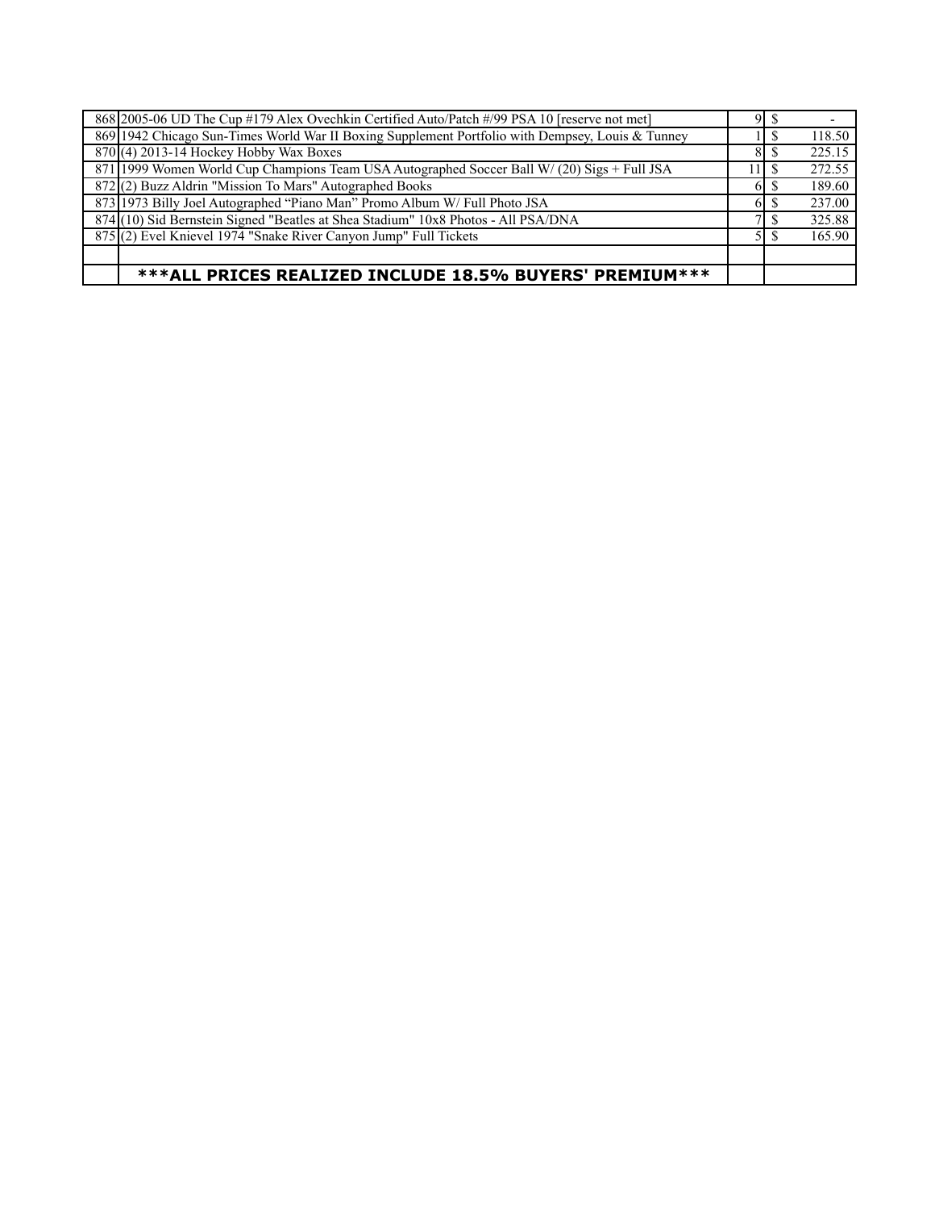| | | | | |
|---|---|---|---|---|
| 868 | 2005-06 UD The Cup #179 Alex Ovechkin Certified Auto/Patch #/99 PSA 10 [reserve not met] | 9 | $ | - |
| 869 | 1942 Chicago Sun-Times World War II Boxing Supplement Portfolio with Dempsey, Louis & Tunney | 1 | $ | 118.50 |
| 870 | (4) 2013-14 Hockey Hobby Wax Boxes | 8 | $ | 225.15 |
| 871 | 1999 Women World Cup Champions Team USA Autographed Soccer Ball W/ (20) Sigs + Full JSA | 11 | $ | 272.55 |
| 872 | (2) Buzz Aldrin "Mission To Mars" Autographed Books | 6 | $ | 189.60 |
| 873 | 1973 Billy Joel Autographed "Piano Man" Promo Album W/ Full Photo JSA | 6 | $ | 237.00 |
| 874 | (10) Sid Bernstein Signed "Beatles at Shea Stadium" 10x8 Photos - All PSA/DNA | 7 | $ | 325.88 |
| 875 | (2) Evel Knievel 1974 "Snake River Canyon Jump" Full Tickets | 5 | $ | 165.90 |
| | | | | |
| | **\*\*\*ALL PRICES REALIZED INCLUDE 18.5% BUYERS' PREMIUM\*\*\*** | | | |